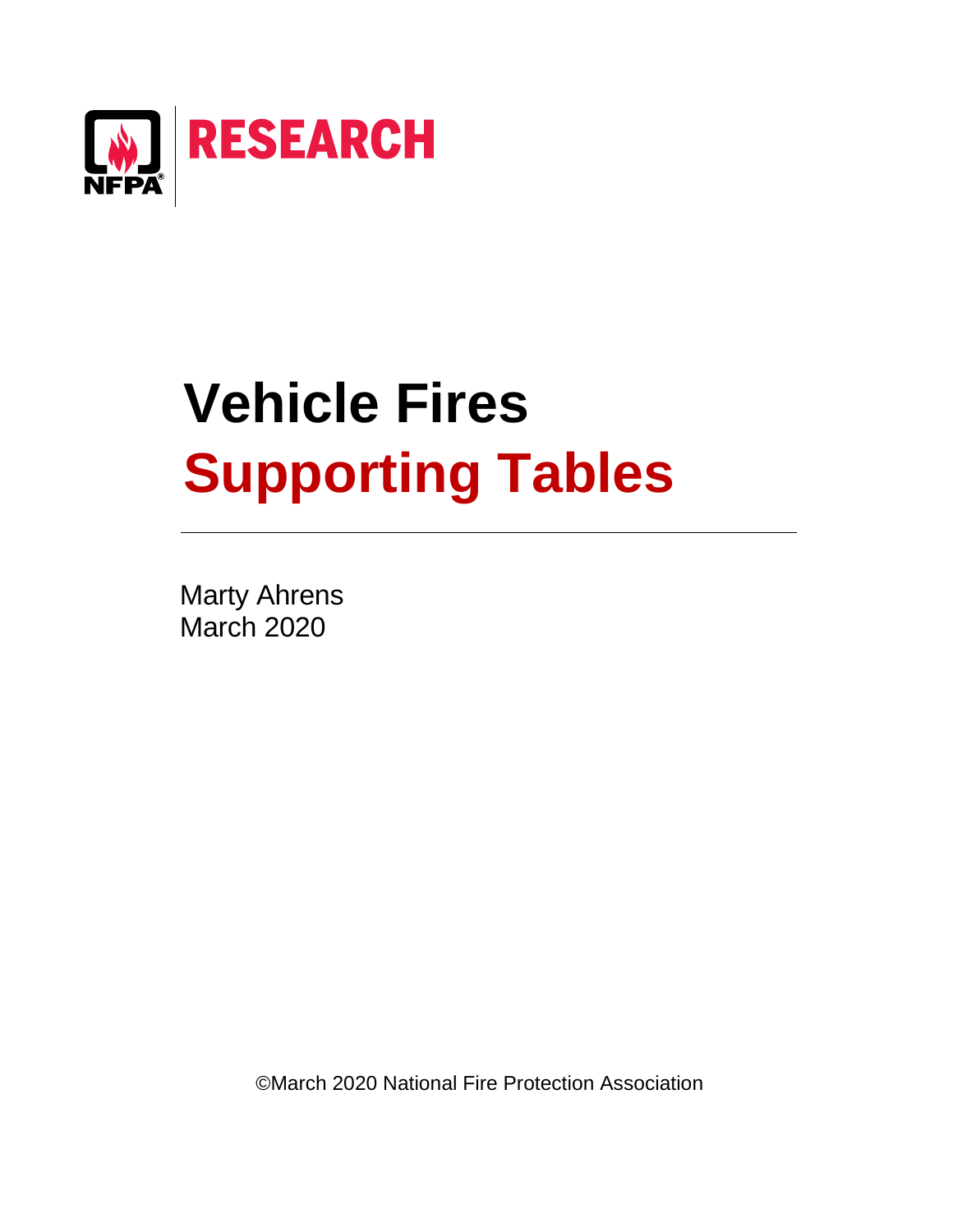NFPA RESEARCH

# Vehicle Fires
# Supporting Tables

Marty Ahrens
March 2020

©March 2020 National Fire Protection Association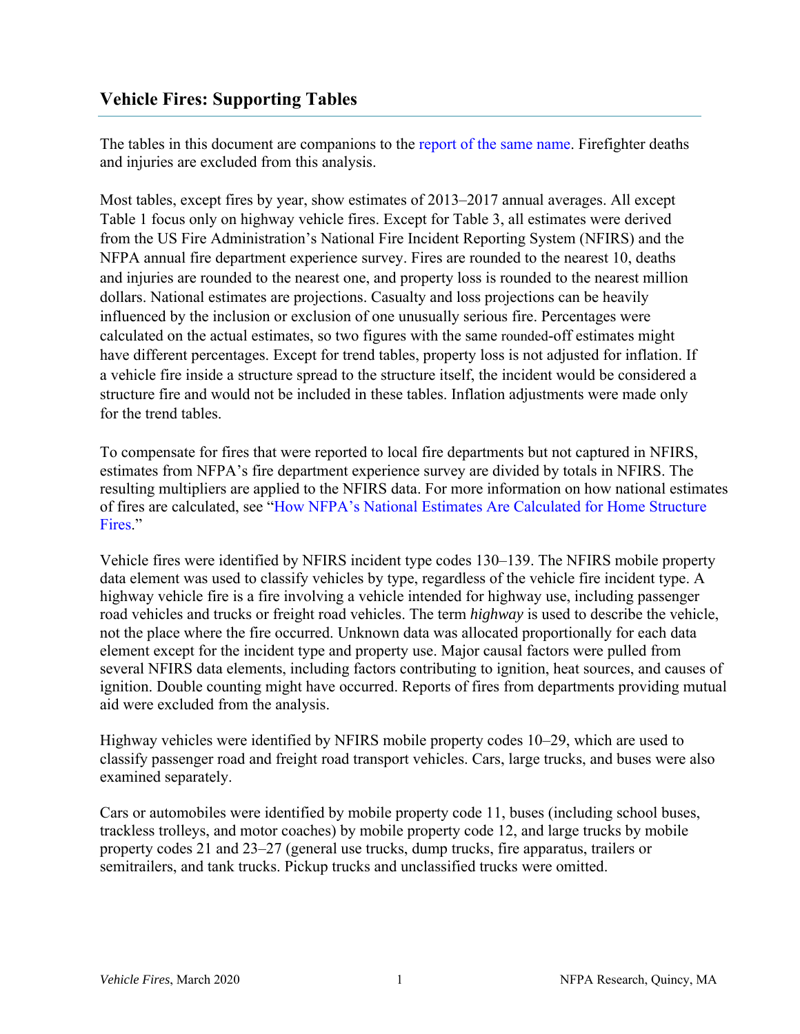## Vehicle Fires: Supporting Tables

The tables in this document are companions to the report of the same name. Firefighter deaths and injuries are excluded from this analysis.

Most tables, except fires by year, show estimates of 2013–2017 annual averages. All except Table 1 focus only on highway vehicle fires. Except for Table 3, all estimates were derived from the US Fire Administration's National Fire Incident Reporting System (NFIRS) and the NFPA annual fire department experience survey. Fires are rounded to the nearest 10, deaths and injuries are rounded to the nearest one, and property loss is rounded to the nearest million dollars. National estimates are projections. Casualty and loss projections can be heavily influenced by the inclusion or exclusion of one unusually serious fire. Percentages were calculated on the actual estimates, so two figures with the same rounded-off estimates might have different percentages. Except for trend tables, property loss is not adjusted for inflation. If a vehicle fire inside a structure spread to the structure itself, the incident would be considered a structure fire and would not be included in these tables. Inflation adjustments were made only for the trend tables.

To compensate for fires that were reported to local fire departments but not captured in NFIRS, estimates from NFPA's fire department experience survey are divided by totals in NFIRS. The resulting multipliers are applied to the NFIRS data. For more information on how national estimates of fires are calculated, see "How NFPA's National Estimates Are Calculated for Home Structure Fires."

Vehicle fires were identified by NFIRS incident type codes 130–139. The NFIRS mobile property data element was used to classify vehicles by type, regardless of the vehicle fire incident type. A highway vehicle fire is a fire involving a vehicle intended for highway use, including passenger road vehicles and trucks or freight road vehicles. The term *highway* is used to describe the vehicle, not the place where the fire occurred. Unknown data was allocated proportionally for each data element except for the incident type and property use. Major causal factors were pulled from several NFIRS data elements, including factors contributing to ignition, heat sources, and causes of ignition. Double counting might have occurred. Reports of fires from departments providing mutual aid were excluded from the analysis.

Highway vehicles were identified by NFIRS mobile property codes 10–29, which are used to classify passenger road and freight road transport vehicles. Cars, large trucks, and buses were also examined separately.

Cars or automobiles were identified by mobile property code 11, buses (including school buses, trackless trolleys, and motor coaches) by mobile property code 12, and large trucks by mobile property codes 21 and 23–27 (general use trucks, dump trucks, fire apparatus, trailers or semitrailers, and tank trucks. Pickup trucks and unclassified trucks were omitted.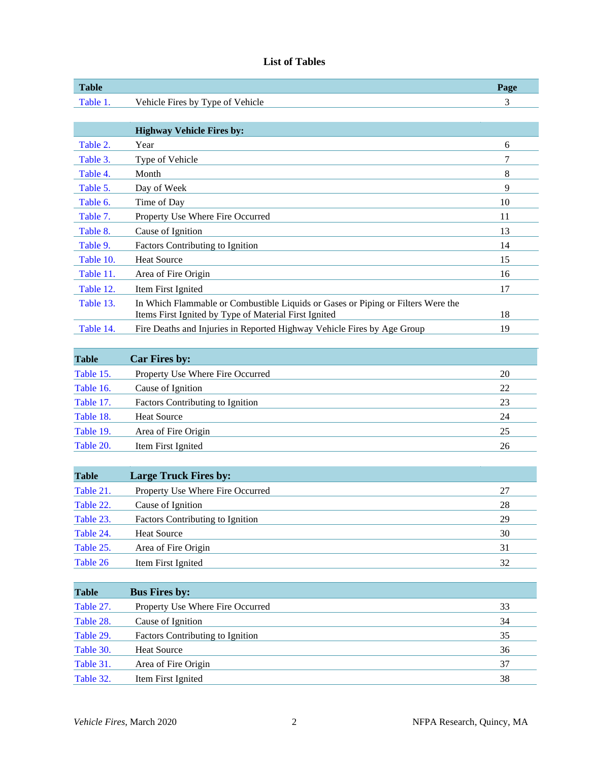## List of Tables

| Table | | Page |
|---|---|---|
| Table 1. | Vehicle Fires by Type of Vehicle | 3 |

| | **Highway Vehicle Fires by:** | |
|---|---|---|
| Table 2. | Year | 6 |
| Table 3. | Type of Vehicle | 7 |
| Table 4. | Month | 8 |
| Table 5. | Day of Week | 9 |
| Table 6. | Time of Day | 10 |
| Table 7. | Property Use Where Fire Occurred | 11 |
| Table 8. | Cause of Ignition | 13 |
| Table 9. | Factors Contributing to Ignition | 14 |
| Table 10. | Heat Source | 15 |
| Table 11. | Area of Fire Origin | 16 |
| Table 12. | Item First Ignited | 17 |
| Table 13. | In Which Flammable or Combustible Liquids or Gases or Piping or Filters Were the Items First Ignited by Type of Material First Ignited | 18 |
| Table 14. | Fire Deaths and Injuries in Reported Highway Vehicle Fires by Age Group | 19 |

| Table | **Car Fires by:** | |
|---|---|---|
| Table 15. | Property Use Where Fire Occurred | 20 |
| Table 16. | Cause of Ignition | 22 |
| Table 17. | Factors Contributing to Ignition | 23 |
| Table 18. | Heat Source | 24 |
| Table 19. | Area of Fire Origin | 25 |
| Table 20. | Item First Ignited | 26 |

| Table | **Large Truck Fires by:** | |
|---|---|---|
| Table 21. | Property Use Where Fire Occurred | 27 |
| Table 22. | Cause of Ignition | 28 |
| Table 23. | Factors Contributing to Ignition | 29 |
| Table 24. | Heat Source | 30 |
| Table 25. | Area of Fire Origin | 31 |
| Table 26 | Item First Ignited | 32 |

| Table | **Bus Fires by:** | |
|---|---|---|
| Table 27. | Property Use Where Fire Occurred | 33 |
| Table 28. | Cause of Ignition | 34 |
| Table 29. | Factors Contributing to Ignition | 35 |
| Table 30. | Heat Source | 36 |
| Table 31. | Area of Fire Origin | 37 |
| Table 32. | Item First Ignited | 38 |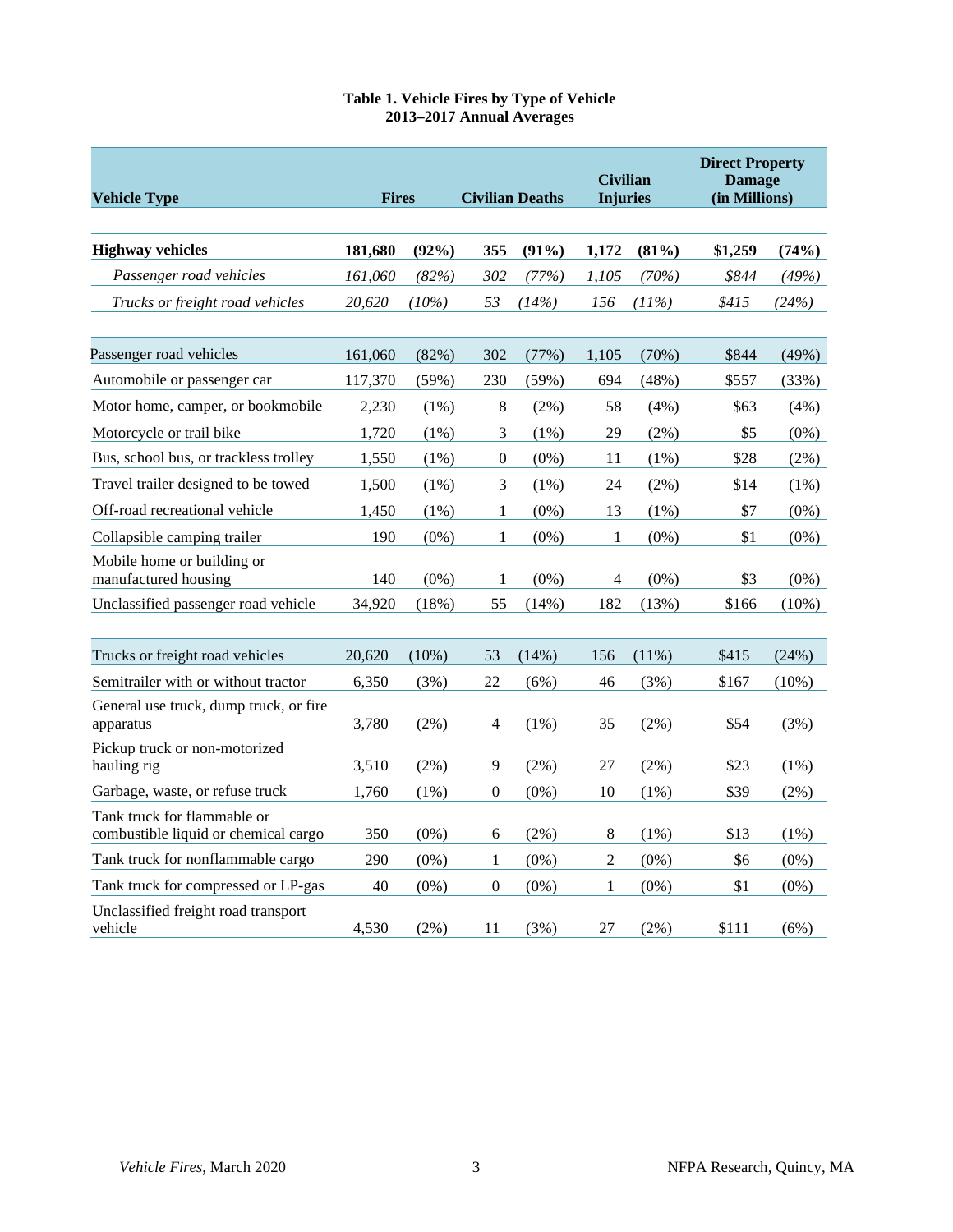**Table 1. Vehicle Fires by Type of Vehicle**
**2013–2017 Annual Averages**

| Vehicle Type | Fires | | Civilian Deaths | | Civilian Injuries | | Direct Property Damage (in Millions) | |
|---|---|---|---|---|---|---|---|---|
| **Highway vehicles** | **181,680** | **(92%)** | **355** | **(91%)** | **1,172** | **(81%)** | **$1,259** | **(74%)** |
| *Passenger road vehicles* | *161,060* | *(82%)* | *302* | *(77%)* | *1,105* | *(70%)* | *$844* | *(49%)* |
| *Trucks or freight road vehicles* | *20,620* | *(10%)* | *53* | *(14%)* | *156* | *(11%)* | *$415* | *(24%)* |
| Passenger road vehicles | 161,060 | (82%) | 302 | (77%) | 1,105 | (70%) | $844 | (49%) |
| Automobile or passenger car | 117,370 | (59%) | 230 | (59%) | 694 | (48%) | $557 | (33%) |
| Motor home, camper, or bookmobile | 2,230 | (1%) | 8 | (2%) | 58 | (4%) | $63 | (4%) |
| Motorcycle or trail bike | 1,720 | (1%) | 3 | (1%) | 29 | (2%) | $5 | (0%) |
| Bus, school bus, or trackless trolley | 1,550 | (1%) | 0 | (0%) | 11 | (1%) | $28 | (2%) |
| Travel trailer designed to be towed | 1,500 | (1%) | 3 | (1%) | 24 | (2%) | $14 | (1%) |
| Off-road recreational vehicle | 1,450 | (1%) | 1 | (0%) | 13 | (1%) | $7 | (0%) |
| Collapsible camping trailer | 190 | (0%) | 1 | (0%) | 1 | (0%) | $1 | (0%) |
| Mobile home or building or manufactured housing | 140 | (0%) | 1 | (0%) | 4 | (0%) | $3 | (0%) |
| Unclassified passenger road vehicle | 34,920 | (18%) | 55 | (14%) | 182 | (13%) | $166 | (10%) |
| Trucks or freight road vehicles | 20,620 | (10%) | 53 | (14%) | 156 | (11%) | $415 | (24%) |
| Semitrailer with or without tractor | 6,350 | (3%) | 22 | (6%) | 46 | (3%) | $167 | (10%) |
| General use truck, dump truck, or fire apparatus | 3,780 | (2%) | 4 | (1%) | 35 | (2%) | $54 | (3%) |
| Pickup truck or non-motorized hauling rig | 3,510 | (2%) | 9 | (2%) | 27 | (2%) | $23 | (1%) |
| Garbage, waste, or refuse truck | 1,760 | (1%) | 0 | (0%) | 10 | (1%) | $39 | (2%) |
| Tank truck for flammable or combustible liquid or chemical cargo | 350 | (0%) | 6 | (2%) | 8 | (1%) | $13 | (1%) |
| Tank truck for nonflammable cargo | 290 | (0%) | 1 | (0%) | 2 | (0%) | $6 | (0%) |
| Tank truck for compressed or LP-gas | 40 | (0%) | 0 | (0%) | 1 | (0%) | $1 | (0%) |
| Unclassified freight road transport vehicle | 4,530 | (2%) | 11 | (3%) | 27 | (2%) | $111 | (6%) |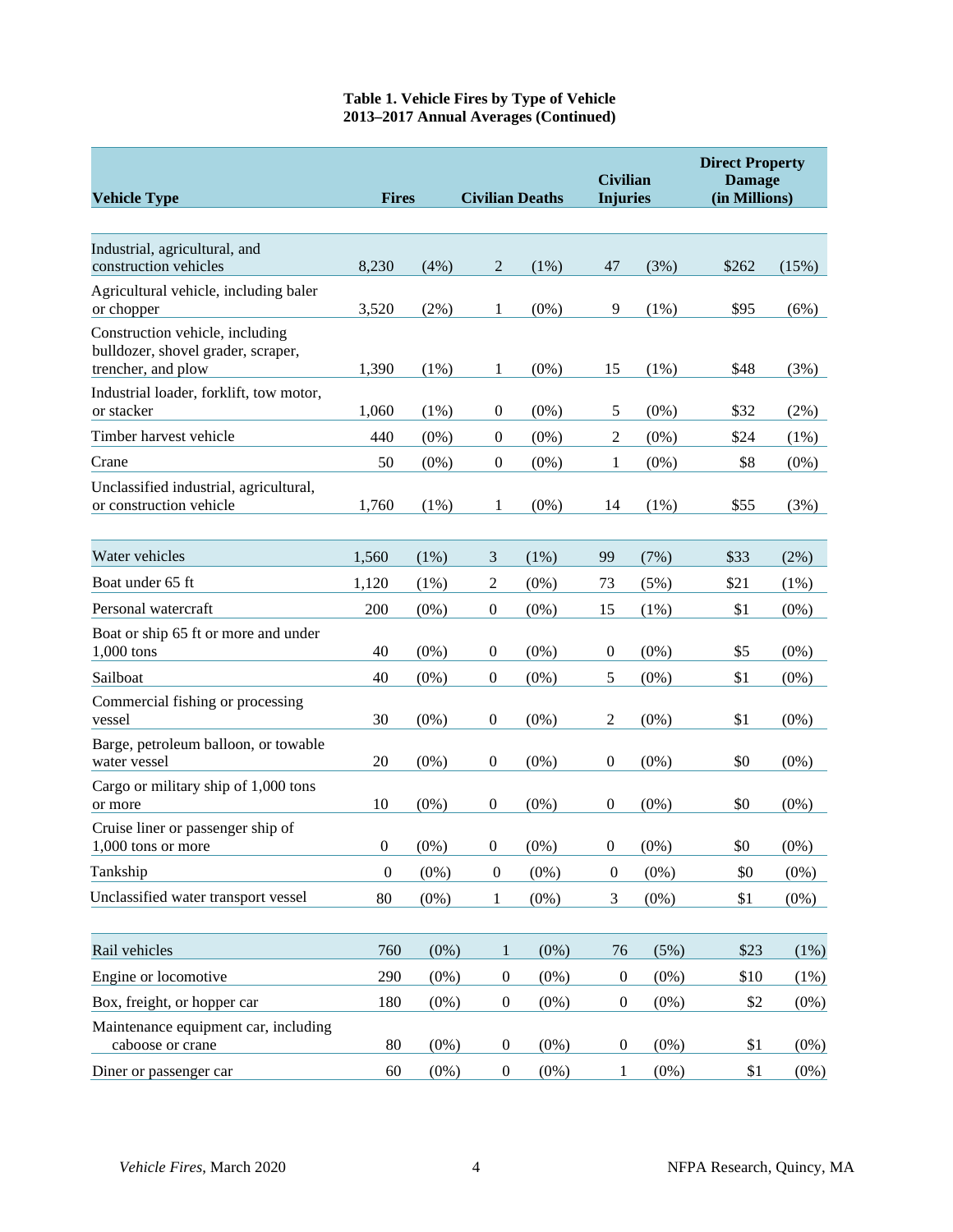**Table 1. Vehicle Fires by Type of Vehicle**
**2013–2017 Annual Averages (Continued)**

| Vehicle Type | Fires | | Civilian Deaths | | Civilian Injuries | | Direct Property Damage (in Millions) | |
|---|---|---|---|---|---|---|---|---|
| Industrial, agricultural, and construction vehicles | 8,230 | (4%) | 2 | (1%) | 47 | (3%) | $262 | (15%) |
| Agricultural vehicle, including baler or chopper | 3,520 | (2%) | 1 | (0%) | 9 | (1%) | $95 | (6%) |
| Construction vehicle, including bulldozer, shovel grader, scraper, trencher, and plow | 1,390 | (1%) | 1 | (0%) | 15 | (1%) | $48 | (3%) |
| Industrial loader, forklift, tow motor, or stacker | 1,060 | (1%) | 0 | (0%) | 5 | (0%) | $32 | (2%) |
| Timber harvest vehicle | 440 | (0%) | 0 | (0%) | 2 | (0%) | $24 | (1%) |
| Crane | 50 | (0%) | 0 | (0%) | 1 | (0%) | $8 | (0%) |
| Unclassified industrial, agricultural, or construction vehicle | 1,760 | (1%) | 1 | (0%) | 14 | (1%) | $55 | (3%) |
| Water vehicles | 1,560 | (1%) | 3 | (1%) | 99 | (7%) | $33 | (2%) |
| Boat under 65 ft | 1,120 | (1%) | 2 | (0%) | 73 | (5%) | $21 | (1%) |
| Personal watercraft | 200 | (0%) | 0 | (0%) | 15 | (1%) | $1 | (0%) |
| Boat or ship 65 ft or more and under 1,000 tons | 40 | (0%) | 0 | (0%) | 0 | (0%) | $5 | (0%) |
| Sailboat | 40 | (0%) | 0 | (0%) | 5 | (0%) | $1 | (0%) |
| Commercial fishing or processing vessel | 30 | (0%) | 0 | (0%) | 2 | (0%) | $1 | (0%) |
| Barge, petroleum balloon, or towable water vessel | 20 | (0%) | 0 | (0%) | 0 | (0%) | $0 | (0%) |
| Cargo or military ship of 1,000 tons or more | 10 | (0%) | 0 | (0%) | 0 | (0%) | $0 | (0%) |
| Cruise liner or passenger ship of 1,000 tons or more | 0 | (0%) | 0 | (0%) | 0 | (0%) | $0 | (0%) |
| Tankship | 0 | (0%) | 0 | (0%) | 0 | (0%) | $0 | (0%) |
| Unclassified water transport vessel | 80 | (0%) | 1 | (0%) | 3 | (0%) | $1 | (0%) |
| Rail vehicles | 760 | (0%) | 1 | (0%) | 76 | (5%) | $23 | (1%) |
| Engine or locomotive | 290 | (0%) | 0 | (0%) | 0 | (0%) | $10 | (1%) |
| Box, freight, or hopper car | 180 | (0%) | 0 | (0%) | 0 | (0%) | $2 | (0%) |
| Maintenance equipment car, including caboose or crane | 80 | (0%) | 0 | (0%) | 0 | (0%) | $1 | (0%) |
| Diner or passenger car | 60 | (0%) | 0 | (0%) | 1 | (0%) | $1 | (0%) |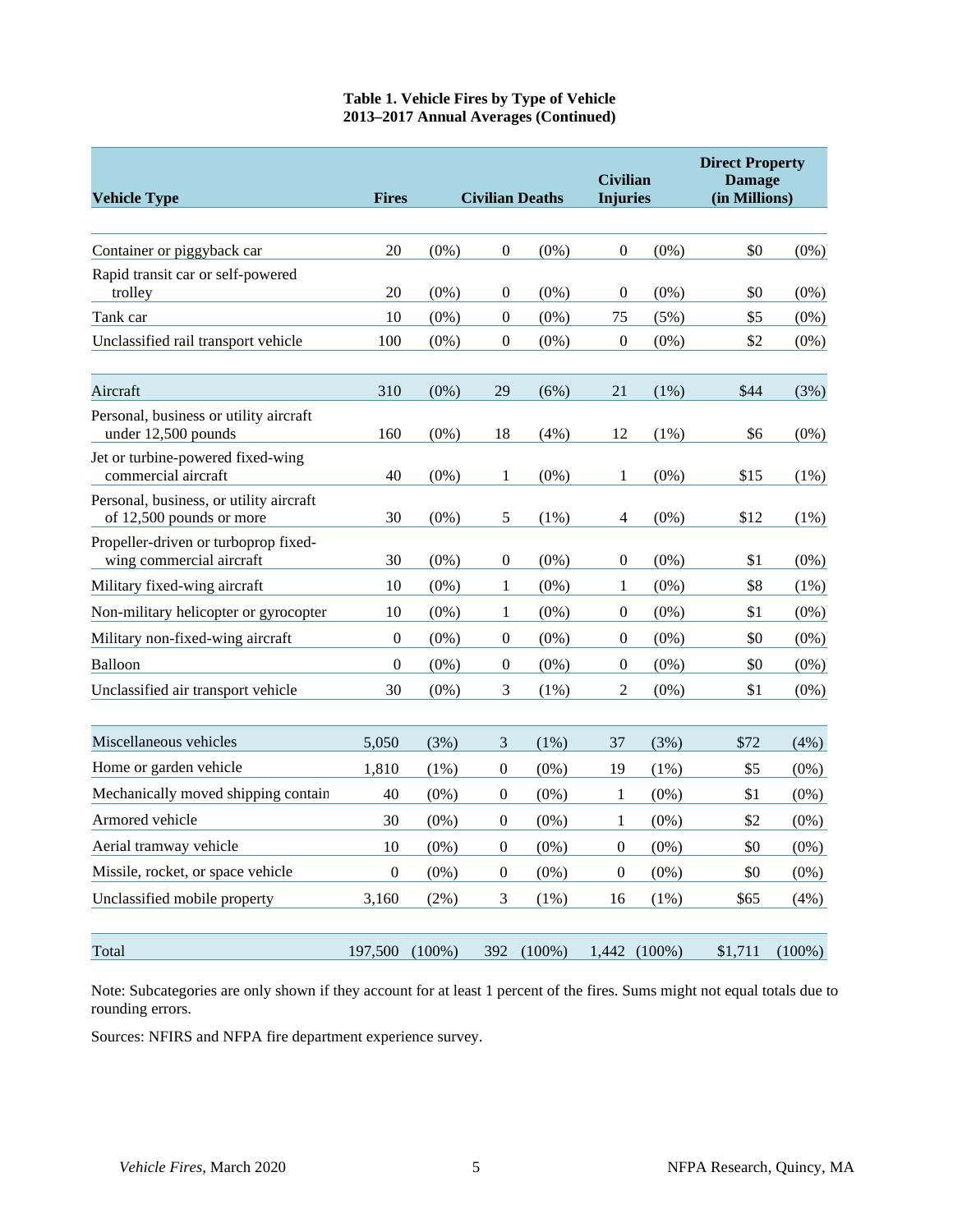**Table 1. Vehicle Fires by Type of Vehicle**
**2013–2017 Annual Averages (Continued)**

| Vehicle Type | Fires | | Civilian Deaths | | Civilian Injuries | | Direct Property Damage (in Millions) | |
|---|---|---|---|---|---|---|---|---|
| Container or piggyback car | 20 | (0%) | 0 | (0%) | 0 | (0%) | $0 | (0%) |
| Rapid transit car or self-powered trolley | 20 | (0%) | 0 | (0%) | 0 | (0%) | $0 | (0%) |
| Tank car | 10 | (0%) | 0 | (0%) | 75 | (5%) | $5 | (0%) |
| Unclassified rail transport vehicle | 100 | (0%) | 0 | (0%) | 0 | (0%) | $2 | (0%) |
| Aircraft | 310 | (0%) | 29 | (6%) | 21 | (1%) | $44 | (3%) |
| Personal, business or utility aircraft under 12,500 pounds | 160 | (0%) | 18 | (4%) | 12 | (1%) | $6 | (0%) |
| Jet or turbine-powered fixed-wing commercial aircraft | 40 | (0%) | 1 | (0%) | 1 | (0%) | $15 | (1%) |
| Personal, business, or utility aircraft of 12,500 pounds or more | 30 | (0%) | 5 | (1%) | 4 | (0%) | $12 | (1%) |
| Propeller-driven or turboprop fixed-wing commercial aircraft | 30 | (0%) | 0 | (0%) | 0 | (0%) | $1 | (0%) |
| Military fixed-wing aircraft | 10 | (0%) | 1 | (0%) | 1 | (0%) | $8 | (1%) |
| Non-military helicopter or gyrocopter | 10 | (0%) | 1 | (0%) | 0 | (0%) | $1 | (0%) |
| Military non-fixed-wing aircraft | 0 | (0%) | 0 | (0%) | 0 | (0%) | $0 | (0%) |
| Balloon | 0 | (0%) | 0 | (0%) | 0 | (0%) | $0 | (0%) |
| Unclassified air transport vehicle | 30 | (0%) | 3 | (1%) | 2 | (0%) | $1 | (0%) |
| Miscellaneous vehicles | 5,050 | (3%) | 3 | (1%) | 37 | (3%) | $72 | (4%) |
| Home or garden vehicle | 1,810 | (1%) | 0 | (0%) | 19 | (1%) | $5 | (0%) |
| Mechanically moved shipping contain | 40 | (0%) | 0 | (0%) | 1 | (0%) | $1 | (0%) |
| Armored vehicle | 30 | (0%) | 0 | (0%) | 1 | (0%) | $2 | (0%) |
| Aerial tramway vehicle | 10 | (0%) | 0 | (0%) | 0 | (0%) | $0 | (0%) |
| Missile, rocket, or space vehicle | 0 | (0%) | 0 | (0%) | 0 | (0%) | $0 | (0%) |
| Unclassified mobile property | 3,160 | (2%) | 3 | (1%) | 16 | (1%) | $65 | (4%) |
| Total | 197,500 | (100%) | 392 | (100%) | 1,442 | (100%) | $1,711 | (100%) |

Note: Subcategories are only shown if they account for at least 1 percent of the fires. Sums might not equal totals due to rounding errors.

Sources: NFIRS and NFPA fire department experience survey.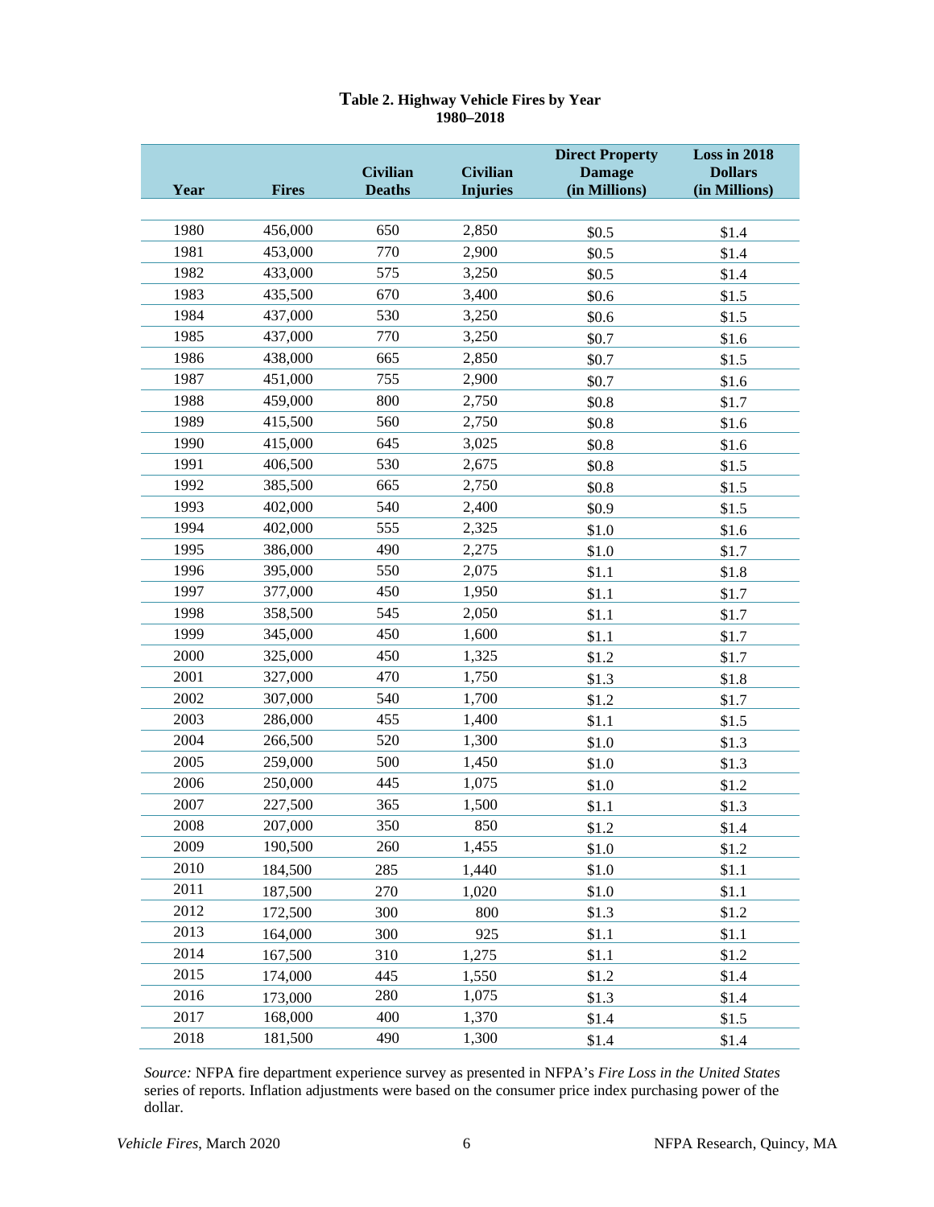**Table 2. Highway Vehicle Fires by Year**
**1980–2018**

| Year | Fires | Civilian Deaths | Civilian Injuries | Direct Property Damage (in Millions) | Loss in 2018 Dollars (in Millions) |
|---|---|---|---|---|---|
| 1980 | 456,000 | 650 | 2,850 | $0.5 | $1.4 |
| 1981 | 453,000 | 770 | 2,900 | $0.5 | $1.4 |
| 1982 | 433,000 | 575 | 3,250 | $0.5 | $1.4 |
| 1983 | 435,500 | 670 | 3,400 | $0.6 | $1.5 |
| 1984 | 437,000 | 530 | 3,250 | $0.6 | $1.5 |
| 1985 | 437,000 | 770 | 3,250 | $0.7 | $1.6 |
| 1986 | 438,000 | 665 | 2,850 | $0.7 | $1.5 |
| 1987 | 451,000 | 755 | 2,900 | $0.7 | $1.6 |
| 1988 | 459,000 | 800 | 2,750 | $0.8 | $1.7 |
| 1989 | 415,500 | 560 | 2,750 | $0.8 | $1.6 |
| 1990 | 415,000 | 645 | 3,025 | $0.8 | $1.6 |
| 1991 | 406,500 | 530 | 2,675 | $0.8 | $1.5 |
| 1992 | 385,500 | 665 | 2,750 | $0.8 | $1.5 |
| 1993 | 402,000 | 540 | 2,400 | $0.9 | $1.5 |
| 1994 | 402,000 | 555 | 2,325 | $1.0 | $1.6 |
| 1995 | 386,000 | 490 | 2,275 | $1.0 | $1.7 |
| 1996 | 395,000 | 550 | 2,075 | $1.1 | $1.8 |
| 1997 | 377,000 | 450 | 1,950 | $1.1 | $1.7 |
| 1998 | 358,500 | 545 | 2,050 | $1.1 | $1.7 |
| 1999 | 345,000 | 450 | 1,600 | $1.1 | $1.7 |
| 2000 | 325,000 | 450 | 1,325 | $1.2 | $1.7 |
| 2001 | 327,000 | 470 | 1,750 | $1.3 | $1.8 |
| 2002 | 307,000 | 540 | 1,700 | $1.2 | $1.7 |
| 2003 | 286,000 | 455 | 1,400 | $1.1 | $1.5 |
| 2004 | 266,500 | 520 | 1,300 | $1.0 | $1.3 |
| 2005 | 259,000 | 500 | 1,450 | $1.0 | $1.3 |
| 2006 | 250,000 | 445 | 1,075 | $1.0 | $1.2 |
| 2007 | 227,500 | 365 | 1,500 | $1.1 | $1.3 |
| 2008 | 207,000 | 350 | 850 | $1.2 | $1.4 |
| 2009 | 190,500 | 260 | 1,455 | $1.0 | $1.2 |
| 2010 | 184,500 | 285 | 1,440 | $1.0 | $1.1 |
| 2011 | 187,500 | 270 | 1,020 | $1.0 | $1.1 |
| 2012 | 172,500 | 300 | 800 | $1.3 | $1.2 |
| 2013 | 164,000 | 300 | 925 | $1.1 | $1.1 |
| 2014 | 167,500 | 310 | 1,275 | $1.1 | $1.2 |
| 2015 | 174,000 | 445 | 1,550 | $1.2 | $1.4 |
| 2016 | 173,000 | 280 | 1,075 | $1.3 | $1.4 |
| 2017 | 168,000 | 400 | 1,370 | $1.4 | $1.5 |
| 2018 | 181,500 | 490 | 1,300 | $1.4 | $1.4 |

*Source:* NFPA fire department experience survey as presented in NFPA's *Fire Loss in the United States* series of reports. Inflation adjustments were based on the consumer price index purchasing power of the dollar.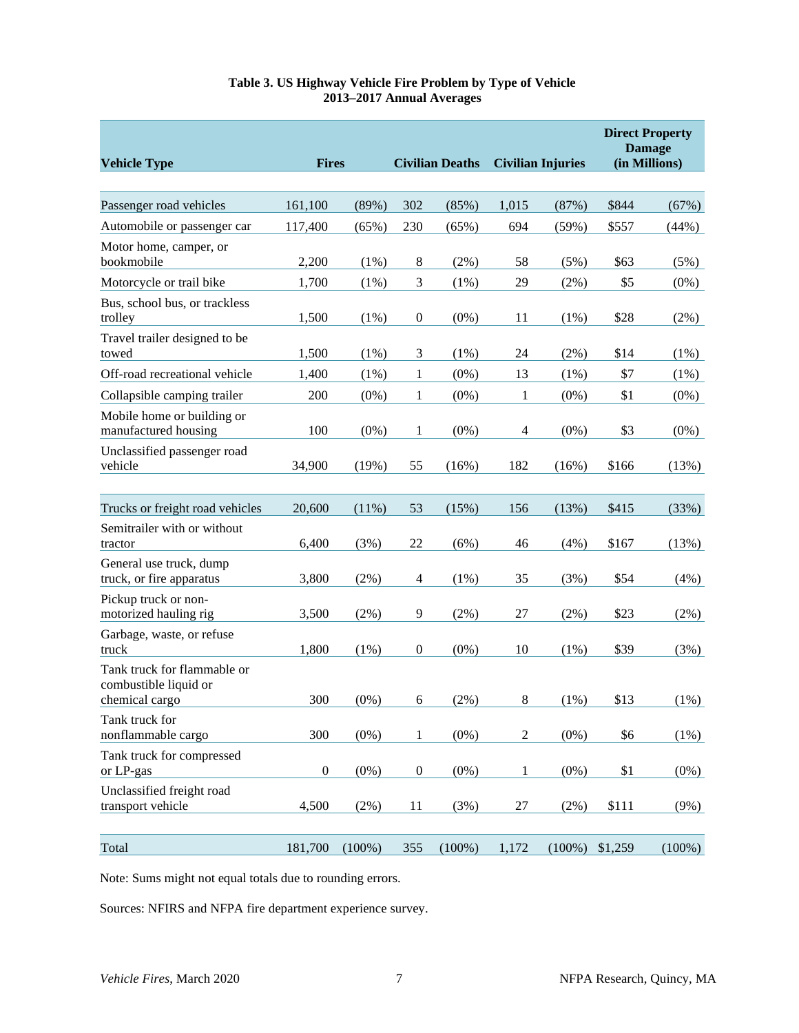**Table 3. US Highway Vehicle Fire Problem by Type of Vehicle**
**2013–2017 Annual Averages**

| Vehicle Type | Fires | | Civilian Deaths | | Civilian Injuries | | Direct Property Damage (in Millions) | |
|---|---|---|---|---|---|---|---|---|
| Passenger road vehicles | 161,100 | (89%) | 302 | (85%) | 1,015 | (87%) | $844 | (67%) |
| Automobile or passenger car | 117,400 | (65%) | 230 | (65%) | 694 | (59%) | $557 | (44%) |
| Motor home, camper, or bookmobile | 2,200 | (1%) | 8 | (2%) | 58 | (5%) | $63 | (5%) |
| Motorcycle or trail bike | 1,700 | (1%) | 3 | (1%) | 29 | (2%) | $5 | (0%) |
| Bus, school bus, or trackless trolley | 1,500 | (1%) | 0 | (0%) | 11 | (1%) | $28 | (2%) |
| Travel trailer designed to be towed | 1,500 | (1%) | 3 | (1%) | 24 | (2%) | $14 | (1%) |
| Off-road recreational vehicle | 1,400 | (1%) | 1 | (0%) | 13 | (1%) | $7 | (1%) |
| Collapsible camping trailer | 200 | (0%) | 1 | (0%) | 1 | (0%) | $1 | (0%) |
| Mobile home or building or manufactured housing | 100 | (0%) | 1 | (0%) | 4 | (0%) | $3 | (0%) |
| Unclassified passenger road vehicle | 34,900 | (19%) | 55 | (16%) | 182 | (16%) | $166 | (13%) |
| Trucks or freight road vehicles | 20,600 | (11%) | 53 | (15%) | 156 | (13%) | $415 | (33%) |
| Semitrailer with or without tractor | 6,400 | (3%) | 22 | (6%) | 46 | (4%) | $167 | (13%) |
| General use truck, dump truck, or fire apparatus | 3,800 | (2%) | 4 | (1%) | 35 | (3%) | $54 | (4%) |
| Pickup truck or non-motorized hauling rig | 3,500 | (2%) | 9 | (2%) | 27 | (2%) | $23 | (2%) |
| Garbage, waste, or refuse truck | 1,800 | (1%) | 0 | (0%) | 10 | (1%) | $39 | (3%) |
| Tank truck for flammable or combustible liquid or chemical cargo | 300 | (0%) | 6 | (2%) | 8 | (1%) | $13 | (1%) |
| Tank truck for nonflammable cargo | 300 | (0%) | 1 | (0%) | 2 | (0%) | $6 | (1%) |
| Tank truck for compressed or LP-gas | 0 | (0%) | 0 | (0%) | 1 | (0%) | $1 | (0%) |
| Unclassified freight road transport vehicle | 4,500 | (2%) | 11 | (3%) | 27 | (2%) | $111 | (9%) |
| Total | 181,700 | (100%) | 355 | (100%) | 1,172 | (100%) | $1,259 | (100%) |

Note: Sums might not equal totals due to rounding errors.

Sources: NFIRS and NFPA fire department experience survey.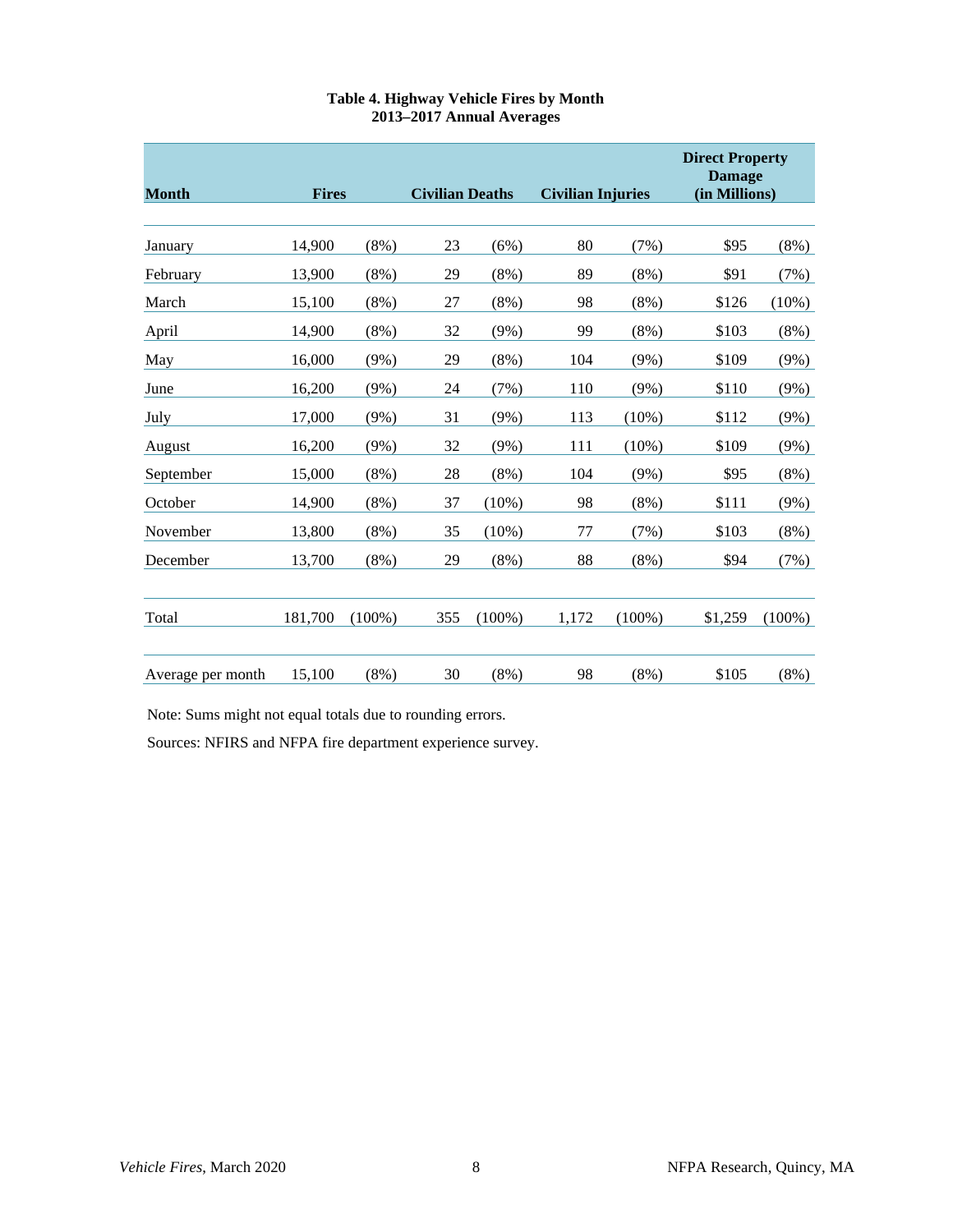**Table 4. Highway Vehicle Fires by Month**
**2013–2017 Annual Averages**

| Month | Fires | | Civilian Deaths | | Civilian Injuries | | Direct Property Damage (in Millions) | |
|---|---|---|---|---|---|---|---|---|
| January | 14,900 | (8%) | 23 | (6%) | 80 | (7%) | $95 | (8%) |
| February | 13,900 | (8%) | 29 | (8%) | 89 | (8%) | $91 | (7%) |
| March | 15,100 | (8%) | 27 | (8%) | 98 | (8%) | $126 | (10%) |
| April | 14,900 | (8%) | 32 | (9%) | 99 | (8%) | $103 | (8%) |
| May | 16,000 | (9%) | 29 | (8%) | 104 | (9%) | $109 | (9%) |
| June | 16,200 | (9%) | 24 | (7%) | 110 | (9%) | $110 | (9%) |
| July | 17,000 | (9%) | 31 | (9%) | 113 | (10%) | $112 | (9%) |
| August | 16,200 | (9%) | 32 | (9%) | 111 | (10%) | $109 | (9%) |
| September | 15,000 | (8%) | 28 | (8%) | 104 | (9%) | $95 | (8%) |
| October | 14,900 | (8%) | 37 | (10%) | 98 | (8%) | $111 | (9%) |
| November | 13,800 | (8%) | 35 | (10%) | 77 | (7%) | $103 | (8%) |
| December | 13,700 | (8%) | 29 | (8%) | 88 | (8%) | $94 | (7%) |
| Total | 181,700 | (100%) | 355 | (100%) | 1,172 | (100%) | $1,259 | (100%) |
| Average per month | 15,100 | (8%) | 30 | (8%) | 98 | (8%) | $105 | (8%) |

Note: Sums might not equal totals due to rounding errors.

Sources: NFIRS and NFPA fire department experience survey.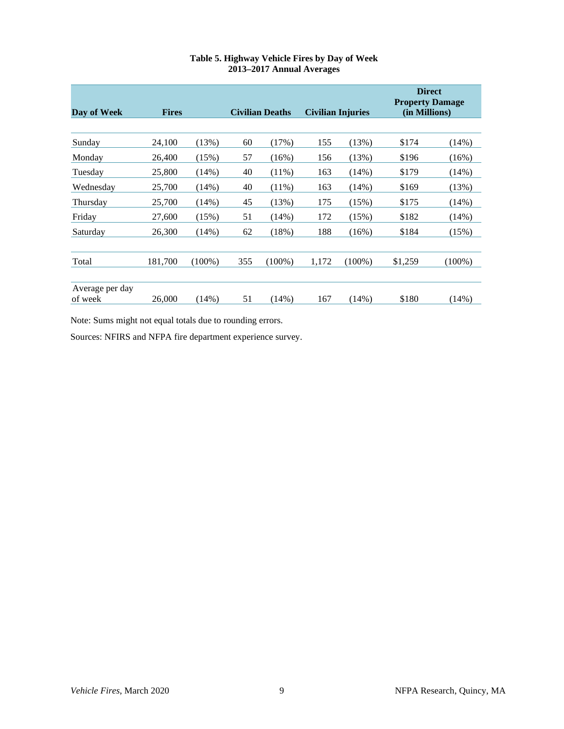**Table 5. Highway Vehicle Fires by Day of Week**
**2013–2017 Annual Averages**

| Day of Week | Fires | | Civilian Deaths | | Civilian Injuries | | Direct Property Damage (in Millions) | |
|---|---|---|---|---|---|---|---|---|
| Sunday | 24,100 | (13%) | 60 | (17%) | 155 | (13%) | $174 | (14%) |
| Monday | 26,400 | (15%) | 57 | (16%) | 156 | (13%) | $196 | (16%) |
| Tuesday | 25,800 | (14%) | 40 | (11%) | 163 | (14%) | $179 | (14%) |
| Wednesday | 25,700 | (14%) | 40 | (11%) | 163 | (14%) | $169 | (13%) |
| Thursday | 25,700 | (14%) | 45 | (13%) | 175 | (15%) | $175 | (14%) |
| Friday | 27,600 | (15%) | 51 | (14%) | 172 | (15%) | $182 | (14%) |
| Saturday | 26,300 | (14%) | 62 | (18%) | 188 | (16%) | $184 | (15%) |
| Total | 181,700 | (100%) | 355 | (100%) | 1,172 | (100%) | $1,259 | (100%) |
| Average per day of week | 26,000 | (14%) | 51 | (14%) | 167 | (14%) | $180 | (14%) |

Note: Sums might not equal totals due to rounding errors.

Sources: NFIRS and NFPA fire department experience survey.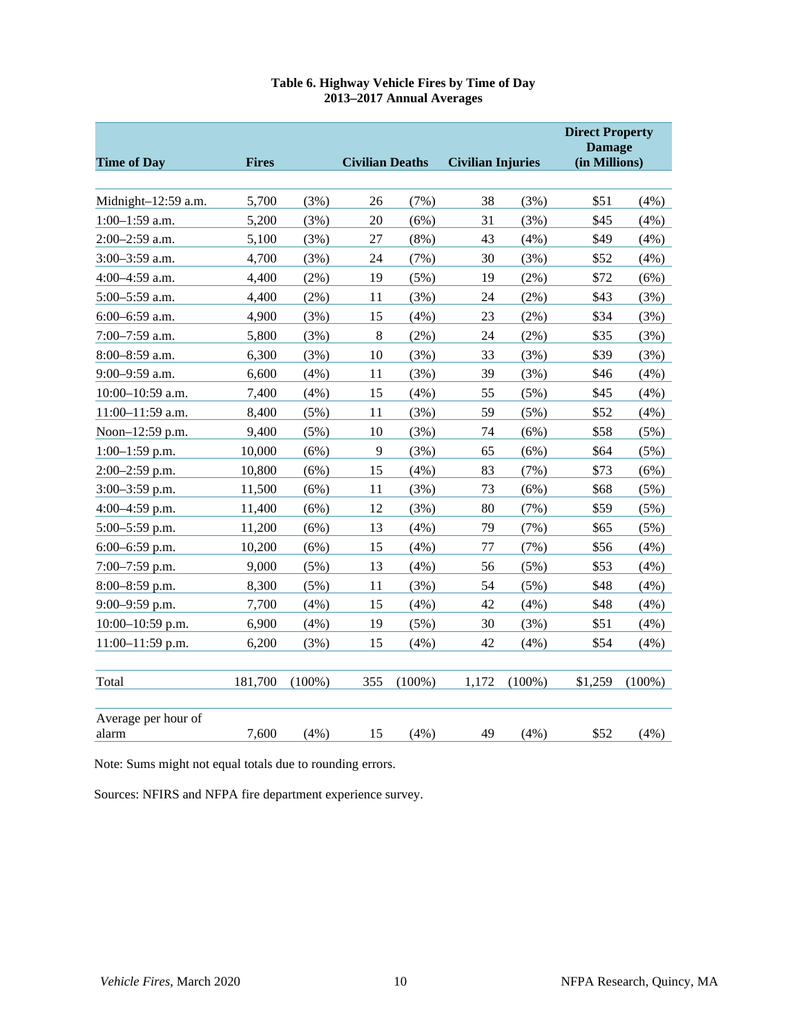**Table 6. Highway Vehicle Fires by Time of Day**
**2013–2017 Annual Averages**

| Time of Day | Fires | | Civilian Deaths | | Civilian Injuries | | Direct Property Damage (in Millions) | |
|---|---|---|---|---|---|---|---|---|
| Midnight–12:59 a.m. | 5,700 | (3%) | 26 | (7%) | 38 | (3%) | $51 | (4%) |
| 1:00–1:59 a.m. | 5,200 | (3%) | 20 | (6%) | 31 | (3%) | $45 | (4%) |
| 2:00–2:59 a.m. | 5,100 | (3%) | 27 | (8%) | 43 | (4%) | $49 | (4%) |
| 3:00–3:59 a.m. | 4,700 | (3%) | 24 | (7%) | 30 | (3%) | $52 | (4%) |
| 4:00–4:59 a.m. | 4,400 | (2%) | 19 | (5%) | 19 | (2%) | $72 | (6%) |
| 5:00–5:59 a.m. | 4,400 | (2%) | 11 | (3%) | 24 | (2%) | $43 | (3%) |
| 6:00–6:59 a.m. | 4,900 | (3%) | 15 | (4%) | 23 | (2%) | $34 | (3%) |
| 7:00–7:59 a.m. | 5,800 | (3%) | 8 | (2%) | 24 | (2%) | $35 | (3%) |
| 8:00–8:59 a.m. | 6,300 | (3%) | 10 | (3%) | 33 | (3%) | $39 | (3%) |
| 9:00–9:59 a.m. | 6,600 | (4%) | 11 | (3%) | 39 | (3%) | $46 | (4%) |
| 10:00–10:59 a.m. | 7,400 | (4%) | 15 | (4%) | 55 | (5%) | $45 | (4%) |
| 11:00–11:59 a.m. | 8,400 | (5%) | 11 | (3%) | 59 | (5%) | $52 | (4%) |
| Noon–12:59 p.m. | 9,400 | (5%) | 10 | (3%) | 74 | (6%) | $58 | (5%) |
| 1:00–1:59 p.m. | 10,000 | (6%) | 9 | (3%) | 65 | (6%) | $64 | (5%) |
| 2:00–2:59 p.m. | 10,800 | (6%) | 15 | (4%) | 83 | (7%) | $73 | (6%) |
| 3:00–3:59 p.m. | 11,500 | (6%) | 11 | (3%) | 73 | (6%) | $68 | (5%) |
| 4:00–4:59 p.m. | 11,400 | (6%) | 12 | (3%) | 80 | (7%) | $59 | (5%) |
| 5:00–5:59 p.m. | 11,200 | (6%) | 13 | (4%) | 79 | (7%) | $65 | (5%) |
| 6:00–6:59 p.m. | 10,200 | (6%) | 15 | (4%) | 77 | (7%) | $56 | (4%) |
| 7:00–7:59 p.m. | 9,000 | (5%) | 13 | (4%) | 56 | (5%) | $53 | (4%) |
| 8:00–8:59 p.m. | 8,300 | (5%) | 11 | (3%) | 54 | (5%) | $48 | (4%) |
| 9:00–9:59 p.m. | 7,700 | (4%) | 15 | (4%) | 42 | (4%) | $48 | (4%) |
| 10:00–10:59 p.m. | 6,900 | (4%) | 19 | (5%) | 30 | (3%) | $51 | (4%) |
| 11:00–11:59 p.m. | 6,200 | (3%) | 15 | (4%) | 42 | (4%) | $54 | (4%) |
| Total | 181,700 | (100%) | 355 | (100%) | 1,172 | (100%) | $1,259 | (100%) |
| Average per hour of alarm | 7,600 | (4%) | 15 | (4%) | 49 | (4%) | $52 | (4%) |

Note: Sums might not equal totals due to rounding errors.

Sources: NFIRS and NFPA fire department experience survey.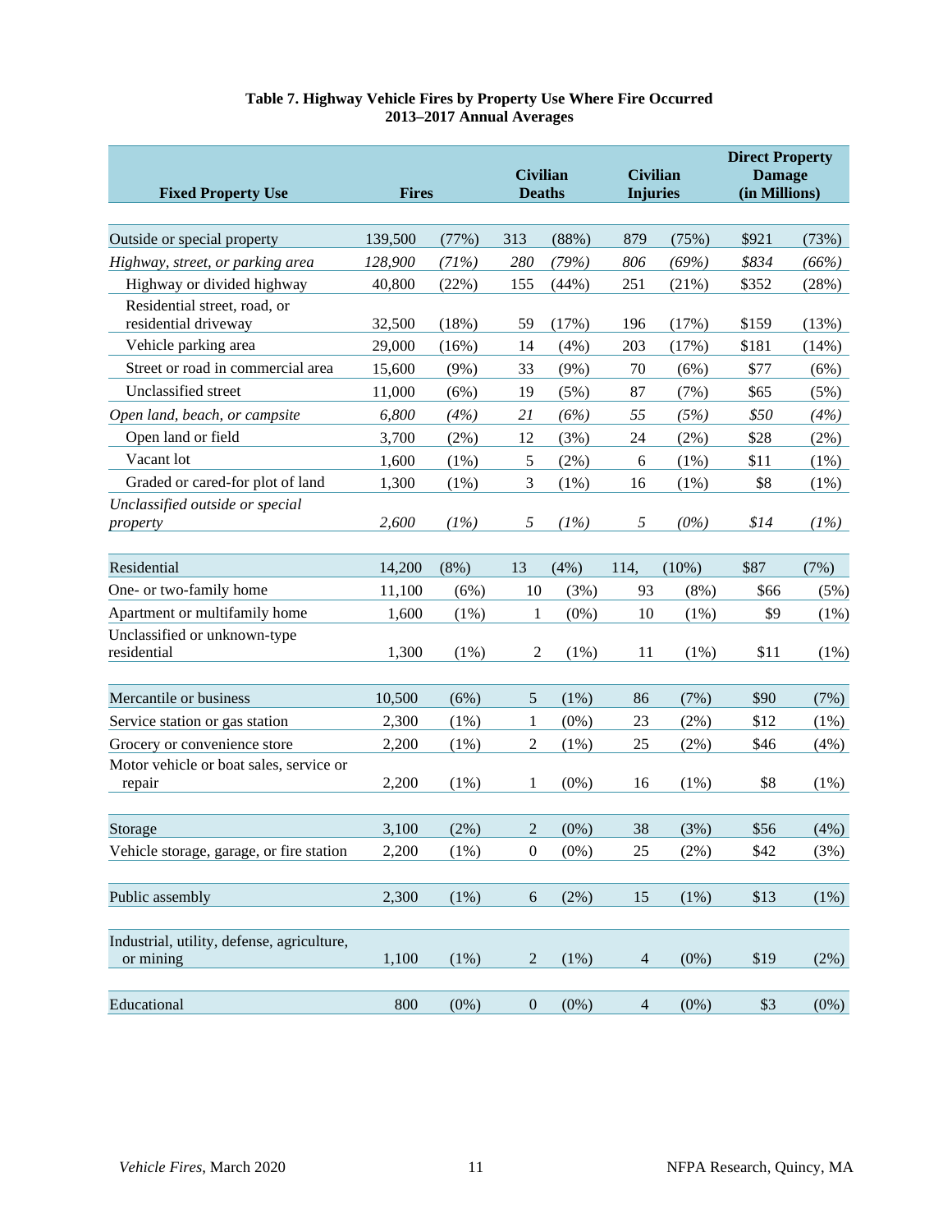**Table 7. Highway Vehicle Fires by Property Use Where Fire Occurred 2013–2017 Annual Averages**

| Fixed Property Use | Fires | | Civilian Deaths | | Civilian Injuries | | Direct Property Damage (in Millions) | |
|---|---|---|---|---|---|---|---|---|
| Outside or special property | 139,500 | (77%) | 313 | (88%) | 879 | (75%) | $921 | (73%) |
| *Highway, street, or parking area* | *128,900* | *(71%)* | *280* | *(79%)* | *806* | *(69%)* | *$834* | *(66%)* |
| Highway or divided highway | 40,800 | (22%) | 155 | (44%) | 251 | (21%) | $352 | (28%) |
| Residential street, road, or residential driveway | 32,500 | (18%) | 59 | (17%) | 196 | (17%) | $159 | (13%) |
| Vehicle parking area | 29,000 | (16%) | 14 | (4%) | 203 | (17%) | $181 | (14%) |
| Street or road in commercial area | 15,600 | (9%) | 33 | (9%) | 70 | (6%) | $77 | (6%) |
| Unclassified street | 11,000 | (6%) | 19 | (5%) | 87 | (7%) | $65 | (5%) |
| *Open land, beach, or campsite* | *6,800* | *(4%)* | *21* | *(6%)* | *55* | *(5%)* | *$50* | *(4%)* |
| Open land or field | 3,700 | (2%) | 12 | (3%) | 24 | (2%) | $28 | (2%) |
| Vacant lot | 1,600 | (1%) | 5 | (2%) | 6 | (1%) | $11 | (1%) |
| Graded or cared-for plot of land | 1,300 | (1%) | 3 | (1%) | 16 | (1%) | $8 | (1%) |
| *Unclassified outside or special property* | *2,600* | *(1%)* | *5* | *(1%)* | *5* | *(0%)* | *$14* | *(1%)* |
| Residential | 14,200 | (8%) | 13 | (4%) | 114, | (10%) | $87 | (7%) |
| One- or two-family home | 11,100 | (6%) | 10 | (3%) | 93 | (8%) | $66 | (5%) |
| Apartment or multifamily home | 1,600 | (1%) | 1 | (0%) | 10 | (1%) | $9 | (1%) |
| Unclassified or unknown-type residential | 1,300 | (1%) | 2 | (1%) | 11 | (1%) | $11 | (1%) |
| Mercantile or business | 10,500 | (6%) | 5 | (1%) | 86 | (7%) | $90 | (7%) |
| Service station or gas station | 2,300 | (1%) | 1 | (0%) | 23 | (2%) | $12 | (1%) |
| Grocery or convenience store | 2,200 | (1%) | 2 | (1%) | 25 | (2%) | $46 | (4%) |
| Motor vehicle or boat sales, service or repair | 2,200 | (1%) | 1 | (0%) | 16 | (1%) | $8 | (1%) |
| Storage | 3,100 | (2%) | 2 | (0%) | 38 | (3%) | $56 | (4%) |
| Vehicle storage, garage, or fire station | 2,200 | (1%) | 0 | (0%) | 25 | (2%) | $42 | (3%) |
| Public assembly | 2,300 | (1%) | 6 | (2%) | 15 | (1%) | $13 | (1%) |
| Industrial, utility, defense, agriculture, or mining | 1,100 | (1%) | 2 | (1%) | 4 | (0%) | $19 | (2%) |
| Educational | 800 | (0%) | 0 | (0%) | 4 | (0%) | $3 | (0%) |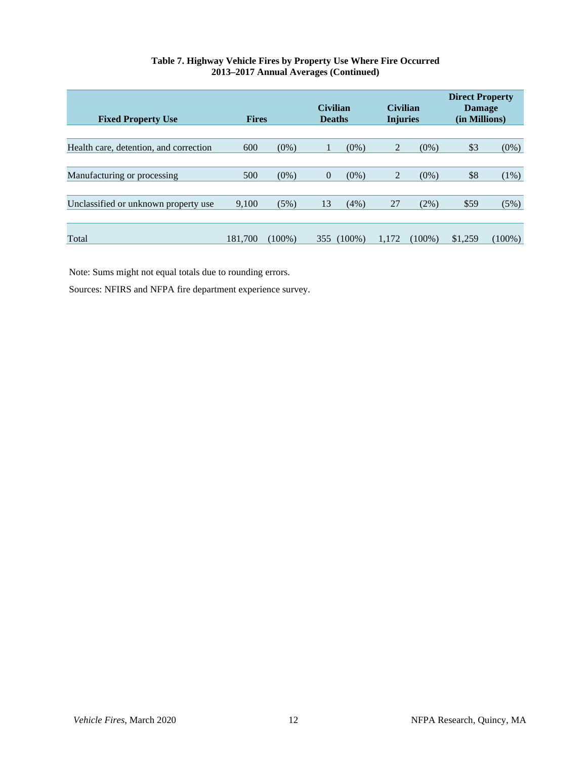**Table 7. Highway Vehicle Fires by Property Use Where Fire Occurred**
**2013–2017 Annual Averages (Continued)**

| Fixed Property Use | Fires | | Civilian Deaths | | Civilian Injuries | | Direct Property Damage (in Millions) | |
|---|---|---|---|---|---|---|---|---|
| Health care, detention, and correction | 600 | (0%) | 1 | (0%) | 2 | (0%) | $3 | (0%) |
| Manufacturing or processing | 500 | (0%) | 0 | (0%) | 2 | (0%) | $8 | (1%) |
| Unclassified or unknown property use | 9,100 | (5%) | 13 | (4%) | 27 | (2%) | $59 | (5%) |
| Total | 181,700 | (100%) | 355 | (100%) | 1,172 | (100%) | $1,259 | (100%) |

Note: Sums might not equal totals due to rounding errors.

Sources: NFIRS and NFPA fire department experience survey.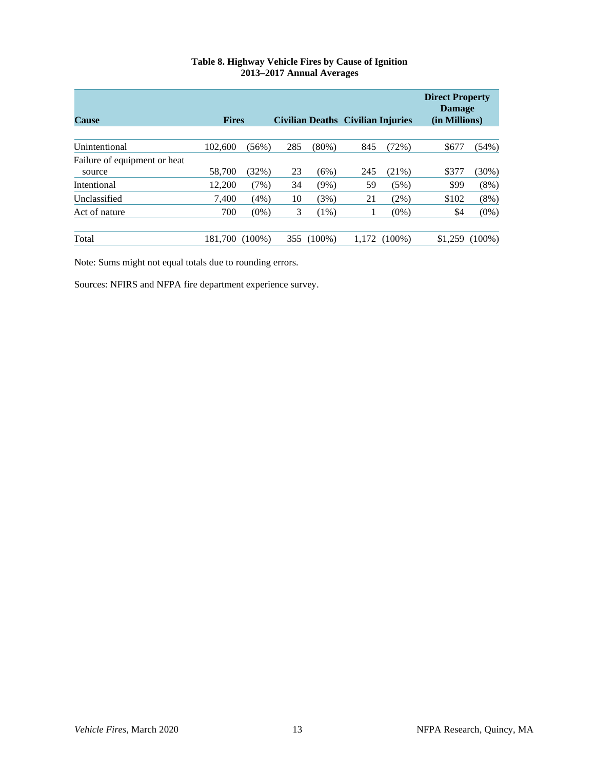**Table 8. Highway Vehicle Fires by Cause of Ignition**
**2013–2017 Annual Averages**

| Cause | Fires | | Civilian Deaths | | Civilian Injuries | | Direct Property Damage (in Millions) | |
|---|---|---|---|---|---|---|---|---|
| Unintentional | 102,600 | (56%) | 285 | (80%) | 845 | (72%) | $677 | (54%) |
| Failure of equipment or heat source | 58,700 | (32%) | 23 | (6%) | 245 | (21%) | $377 | (30%) |
| Intentional | 12,200 | (7%) | 34 | (9%) | 59 | (5%) | $99 | (8%) |
| Unclassified | 7,400 | (4%) | 10 | (3%) | 21 | (2%) | $102 | (8%) |
| Act of nature | 700 | (0%) | 3 | (1%) | 1 | (0%) | $4 | (0%) |
| Total | 181,700 | (100%) | 355 | (100%) | 1,172 | (100%) | $1,259 | (100%) |

Note: Sums might not equal totals due to rounding errors.

Sources: NFIRS and NFPA fire department experience survey.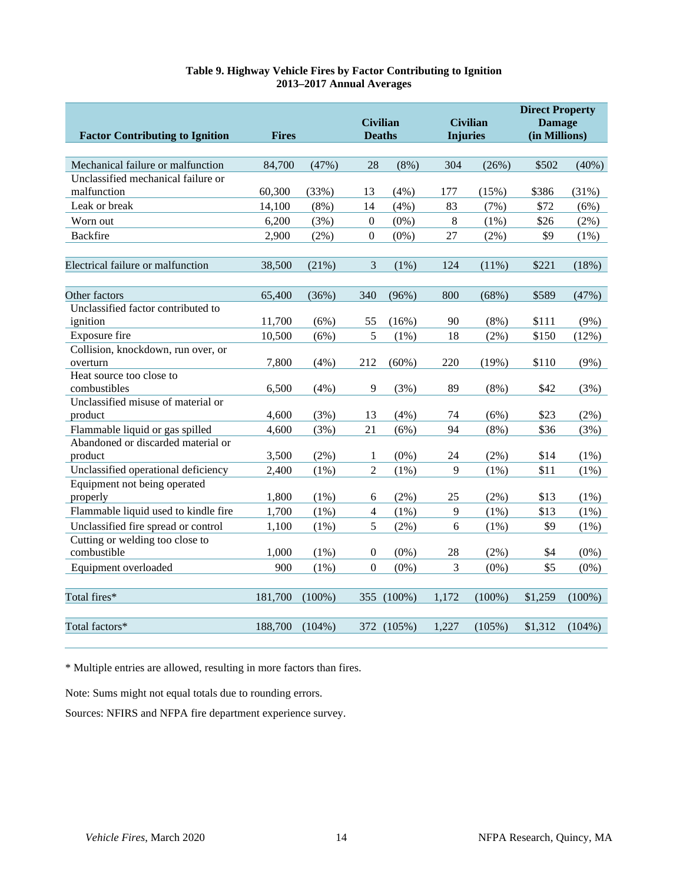**Table 9. Highway Vehicle Fires by Factor Contributing to Ignition**
**2013–2017 Annual Averages**

| Factor Contributing to Ignition | Fires | | Civilian Deaths | | Civilian Injuries | | Direct Property Damage (in Millions) | |
|---|---|---|---|---|---|---|---|---|
| Mechanical failure or malfunction | 84,700 | (47%) | 28 | (8%) | 304 | (26%) | $502 | (40%) |
| Unclassified mechanical failure or malfunction | 60,300 | (33%) | 13 | (4%) | 177 | (15%) | $386 | (31%) |
| Leak or break | 14,100 | (8%) | 14 | (4%) | 83 | (7%) | $72 | (6%) |
| Worn out | 6,200 | (3%) | 0 | (0%) | 8 | (1%) | $26 | (2%) |
| Backfire | 2,900 | (2%) | 0 | (0%) | 27 | (2%) | $9 | (1%) |
| Electrical failure or malfunction | 38,500 | (21%) | 3 | (1%) | 124 | (11%) | $221 | (18%) |
| Other factors | 65,400 | (36%) | 340 | (96%) | 800 | (68%) | $589 | (47%) |
| Unclassified factor contributed to ignition | 11,700 | (6%) | 55 | (16%) | 90 | (8%) | $111 | (9%) |
| Exposure fire | 10,500 | (6%) | 5 | (1%) | 18 | (2%) | $150 | (12%) |
| Collision, knockdown, run over, or overturn | 7,800 | (4%) | 212 | (60%) | 220 | (19%) | $110 | (9%) |
| Heat source too close to combustibles | 6,500 | (4%) | 9 | (3%) | 89 | (8%) | $42 | (3%) |
| Unclassified misuse of material or product | 4,600 | (3%) | 13 | (4%) | 74 | (6%) | $23 | (2%) |
| Flammable liquid or gas spilled | 4,600 | (3%) | 21 | (6%) | 94 | (8%) | $36 | (3%) |
| Abandoned or discarded material or product | 3,500 | (2%) | 1 | (0%) | 24 | (2%) | $14 | (1%) |
| Unclassified operational deficiency | 2,400 | (1%) | 2 | (1%) | 9 | (1%) | $11 | (1%) |
| Equipment not being operated properly | 1,800 | (1%) | 6 | (2%) | 25 | (2%) | $13 | (1%) |
| Flammable liquid used to kindle fire | 1,700 | (1%) | 4 | (1%) | 9 | (1%) | $13 | (1%) |
| Unclassified fire spread or control | 1,100 | (1%) | 5 | (2%) | 6 | (1%) | $9 | (1%) |
| Cutting or welding too close to combustible | 1,000 | (1%) | 0 | (0%) | 28 | (2%) | $4 | (0%) |
| Equipment overloaded | 900 | (1%) | 0 | (0%) | 3 | (0%) | $5 | (0%) |
| Total fires* | 181,700 | (100%) | 355 | (100%) | 1,172 | (100%) | $1,259 | (100%) |
| Total factors* | 188,700 | (104%) | 372 | (105%) | 1,227 | (105%) | $1,312 | (104%) |

\* Multiple entries are allowed, resulting in more factors than fires.

Note: Sums might not equal totals due to rounding errors.

Sources: NFIRS and NFPA fire department experience survey.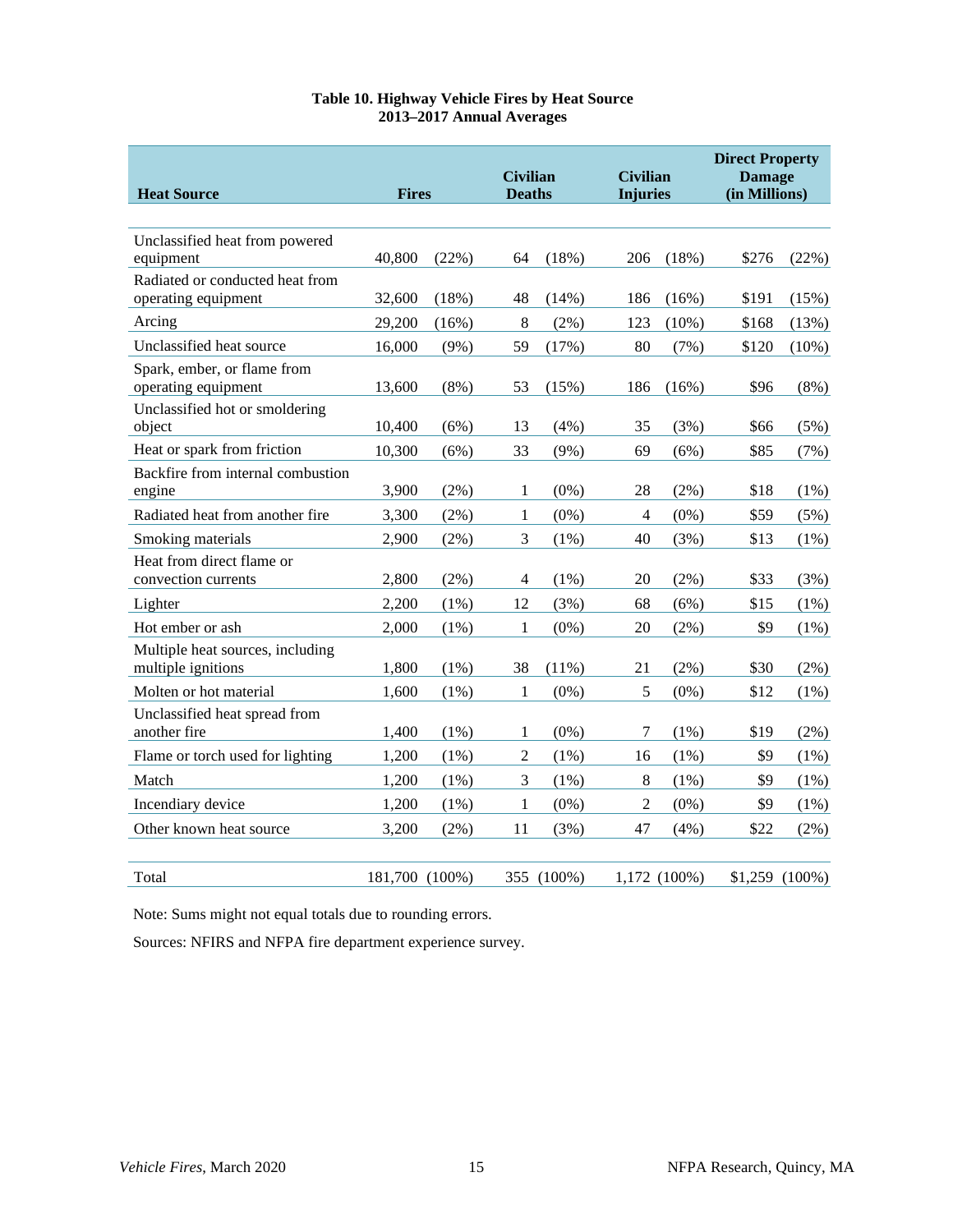**Table 10. Highway Vehicle Fires by Heat Source**
**2013–2017 Annual Averages**

| Heat Source | Fires | | Civilian Deaths | | Civilian Injuries | | Direct Property Damage (in Millions) | |
|---|---|---|---|---|---|---|---|---|
| Unclassified heat from powered equipment | 40,800 | (22%) | 64 | (18%) | 206 | (18%) | $276 | (22%) |
| Radiated or conducted heat from operating equipment | 32,600 | (18%) | 48 | (14%) | 186 | (16%) | $191 | (15%) |
| Arcing | 29,200 | (16%) | 8 | (2%) | 123 | (10%) | $168 | (13%) |
| Unclassified heat source | 16,000 | (9%) | 59 | (17%) | 80 | (7%) | $120 | (10%) |
| Spark, ember, or flame from operating equipment | 13,600 | (8%) | 53 | (15%) | 186 | (16%) | $96 | (8%) |
| Unclassified hot or smoldering object | 10,400 | (6%) | 13 | (4%) | 35 | (3%) | $66 | (5%) |
| Heat or spark from friction | 10,300 | (6%) | 33 | (9%) | 69 | (6%) | $85 | (7%) |
| Backfire from internal combustion engine | 3,900 | (2%) | 1 | (0%) | 28 | (2%) | $18 | (1%) |
| Radiated heat from another fire | 3,300 | (2%) | 1 | (0%) | 4 | (0%) | $59 | (5%) |
| Smoking materials | 2,900 | (2%) | 3 | (1%) | 40 | (3%) | $13 | (1%) |
| Heat from direct flame or convection currents | 2,800 | (2%) | 4 | (1%) | 20 | (2%) | $33 | (3%) |
| Lighter | 2,200 | (1%) | 12 | (3%) | 68 | (6%) | $15 | (1%) |
| Hot ember or ash | 2,000 | (1%) | 1 | (0%) | 20 | (2%) | $9 | (1%) |
| Multiple heat sources, including multiple ignitions | 1,800 | (1%) | 38 | (11%) | 21 | (2%) | $30 | (2%) |
| Molten or hot material | 1,600 | (1%) | 1 | (0%) | 5 | (0%) | $12 | (1%) |
| Unclassified heat spread from another fire | 1,400 | (1%) | 1 | (0%) | 7 | (1%) | $19 | (2%) |
| Flame or torch used for lighting | 1,200 | (1%) | 2 | (1%) | 16 | (1%) | $9 | (1%) |
| Match | 1,200 | (1%) | 3 | (1%) | 8 | (1%) | $9 | (1%) |
| Incendiary device | 1,200 | (1%) | 1 | (0%) | 2 | (0%) | $9 | (1%) |
| Other known heat source | 3,200 | (2%) | 11 | (3%) | 47 | (4%) | $22 | (2%) |
| Total | 181,700 | (100%) | 355 | (100%) | 1,172 | (100%) | $1,259 | (100%) |

Note: Sums might not equal totals due to rounding errors.

Sources: NFIRS and NFPA fire department experience survey.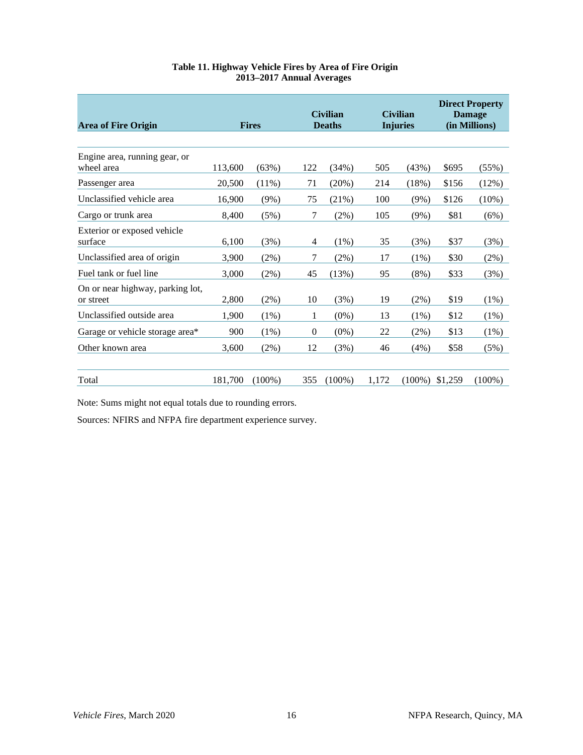**Table 11. Highway Vehicle Fires by Area of Fire Origin**
**2013–2017 Annual Averages**

| Area of Fire Origin | Fires | | Civilian Deaths | | Civilian Injuries | | Direct Property Damage (in Millions) | |
|---|---|---|---|---|---|---|---|---|
| Engine area, running gear, or wheel area | 113,600 | (63%) | 122 | (34%) | 505 | (43%) | $695 | (55%) |
| Passenger area | 20,500 | (11%) | 71 | (20%) | 214 | (18%) | $156 | (12%) |
| Unclassified vehicle area | 16,900 | (9%) | 75 | (21%) | 100 | (9%) | $126 | (10%) |
| Cargo or trunk area | 8,400 | (5%) | 7 | (2%) | 105 | (9%) | $81 | (6%) |
| Exterior or exposed vehicle surface | 6,100 | (3%) | 4 | (1%) | 35 | (3%) | $37 | (3%) |
| Unclassified area of origin | 3,900 | (2%) | 7 | (2%) | 17 | (1%) | $30 | (2%) |
| Fuel tank or fuel line | 3,000 | (2%) | 45 | (13%) | 95 | (8%) | $33 | (3%) |
| On or near highway, parking lot, or street | 2,800 | (2%) | 10 | (3%) | 19 | (2%) | $19 | (1%) |
| Unclassified outside area | 1,900 | (1%) | 1 | (0%) | 13 | (1%) | $12 | (1%) |
| Garage or vehicle storage area* | 900 | (1%) | 0 | (0%) | 22 | (2%) | $13 | (1%) |
| Other known area | 3,600 | (2%) | 12 | (3%) | 46 | (4%) | $58 | (5%) |
| Total | 181,700 | (100%) | 355 | (100%) | 1,172 | (100%) | $1,259 | (100%) |

Note: Sums might not equal totals due to rounding errors.

Sources: NFIRS and NFPA fire department experience survey.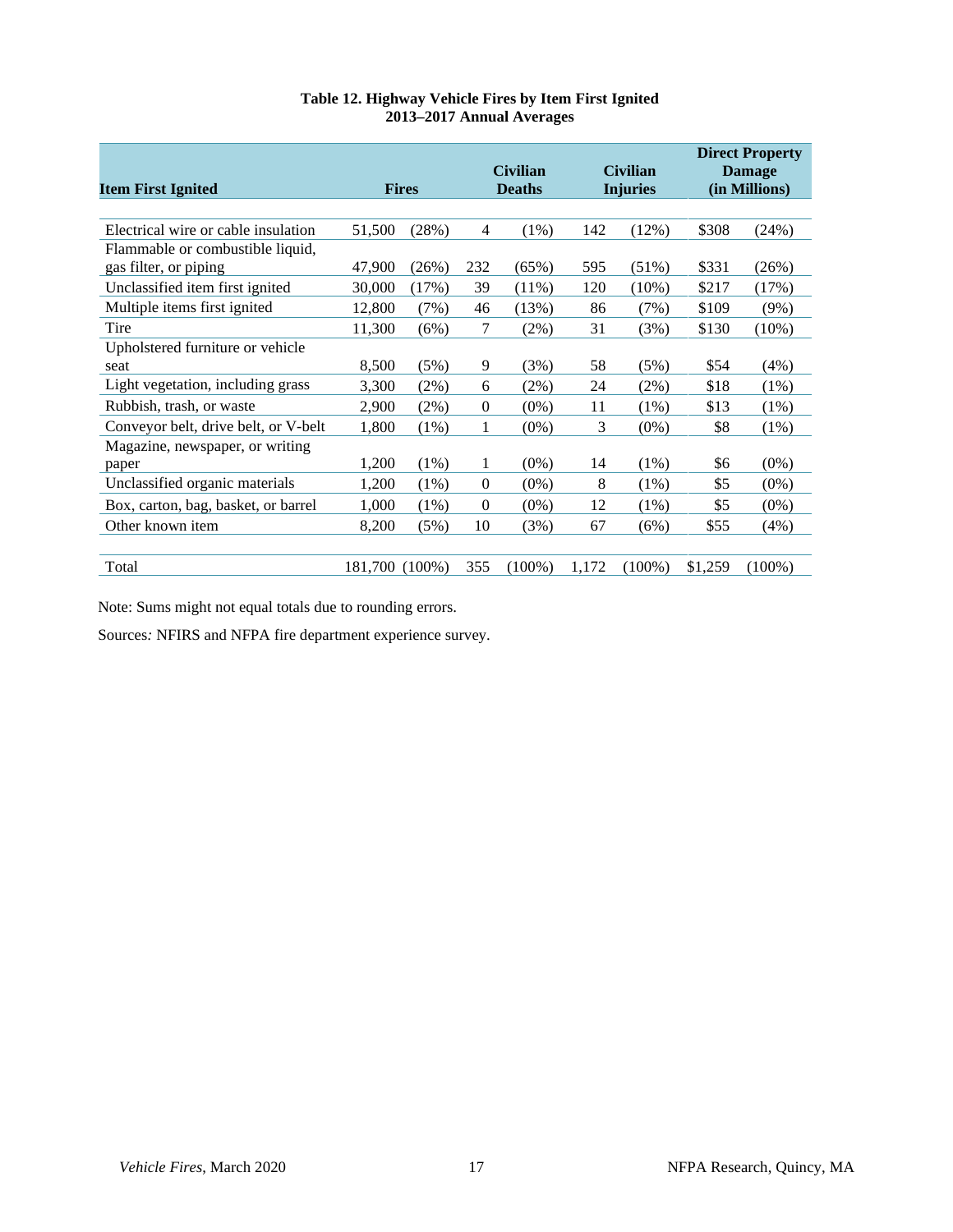**Table 12. Highway Vehicle Fires by Item First Ignited**
**2013–2017 Annual Averages**

| Item First Ignited | Fires | | Civilian Deaths | | Civilian Injuries | | Direct Property Damage (in Millions) | |
|---|---|---|---|---|---|---|---|---|
| Electrical wire or cable insulation | 51,500 | (28%) | 4 | (1%) | 142 | (12%) | $308 | (24%) |
| Flammable or combustible liquid, gas filter, or piping | 47,900 | (26%) | 232 | (65%) | 595 | (51%) | $331 | (26%) |
| Unclassified item first ignited | 30,000 | (17%) | 39 | (11%) | 120 | (10%) | $217 | (17%) |
| Multiple items first ignited | 12,800 | (7%) | 46 | (13%) | 86 | (7%) | $109 | (9%) |
| Tire | 11,300 | (6%) | 7 | (2%) | 31 | (3%) | $130 | (10%) |
| Upholstered furniture or vehicle seat | 8,500 | (5%) | 9 | (3%) | 58 | (5%) | $54 | (4%) |
| Light vegetation, including grass | 3,300 | (2%) | 6 | (2%) | 24 | (2%) | $18 | (1%) |
| Rubbish, trash, or waste | 2,900 | (2%) | 0 | (0%) | 11 | (1%) | $13 | (1%) |
| Conveyor belt, drive belt, or V-belt | 1,800 | (1%) | 1 | (0%) | 3 | (0%) | $8 | (1%) |
| Magazine, newspaper, or writing paper | 1,200 | (1%) | 1 | (0%) | 14 | (1%) | $6 | (0%) |
| Unclassified organic materials | 1,200 | (1%) | 0 | (0%) | 8 | (1%) | $5 | (0%) |
| Box, carton, bag, basket, or barrel | 1,000 | (1%) | 0 | (0%) | 12 | (1%) | $5 | (0%) |
| Other known item | 8,200 | (5%) | 10 | (3%) | 67 | (6%) | $55 | (4%) |
| Total | 181,700 | (100%) | 355 | (100%) | 1,172 | (100%) | $1,259 | (100%) |

Note: Sums might not equal totals due to rounding errors.

Sources: NFIRS and NFPA fire department experience survey.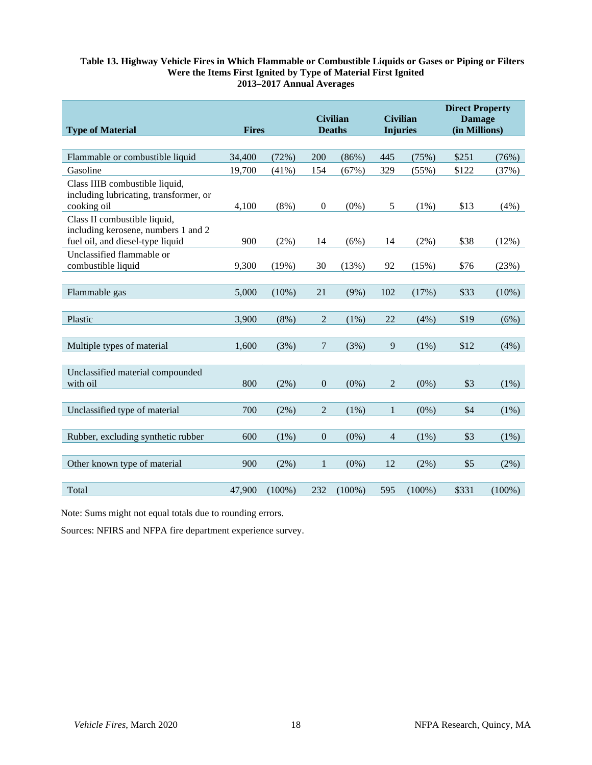**Table 13. Highway Vehicle Fires in Which Flammable or Combustible Liquids or Gases or Piping or Filters Were the Items First Ignited by Type of Material First Ignited 2013–2017 Annual Averages**

| Type of Material | Fires | | Civilian Deaths | | Civilian Injuries | | Direct Property Damage (in Millions) | |
|---|---|---|---|---|---|---|---|---|
| Flammable or combustible liquid | 34,400 | (72%) | 200 | (86%) | 445 | (75%) | $251 | (76%) |
| Gasoline | 19,700 | (41%) | 154 | (67%) | 329 | (55%) | $122 | (37%) |
| Class IIIB combustible liquid, including lubricating, transformer, or cooking oil | 4,100 | (8%) | 0 | (0%) | 5 | (1%) | $13 | (4%) |
| Class II combustible liquid, including kerosene, numbers 1 and 2 fuel oil, and diesel-type liquid | 900 | (2%) | 14 | (6%) | 14 | (2%) | $38 | (12%) |
| Unclassified flammable or combustible liquid | 9,300 | (19%) | 30 | (13%) | 92 | (15%) | $76 | (23%) |
| Flammable gas | 5,000 | (10%) | 21 | (9%) | 102 | (17%) | $33 | (10%) |
| Plastic | 3,900 | (8%) | 2 | (1%) | 22 | (4%) | $19 | (6%) |
| Multiple types of material | 1,600 | (3%) | 7 | (3%) | 9 | (1%) | $12 | (4%) |
| Unclassified material compounded with oil | 800 | (2%) | 0 | (0%) | 2 | (0%) | $3 | (1%) |
| Unclassified type of material | 700 | (2%) | 2 | (1%) | 1 | (0%) | $4 | (1%) |
| Rubber, excluding synthetic rubber | 600 | (1%) | 0 | (0%) | 4 | (1%) | $3 | (1%) |
| Other known type of material | 900 | (2%) | 1 | (0%) | 12 | (2%) | $5 | (2%) |
| Total | 47,900 | (100%) | 232 | (100%) | 595 | (100%) | $331 | (100%) |

Note: Sums might not equal totals due to rounding errors.

Sources: NFIRS and NFPA fire department experience survey.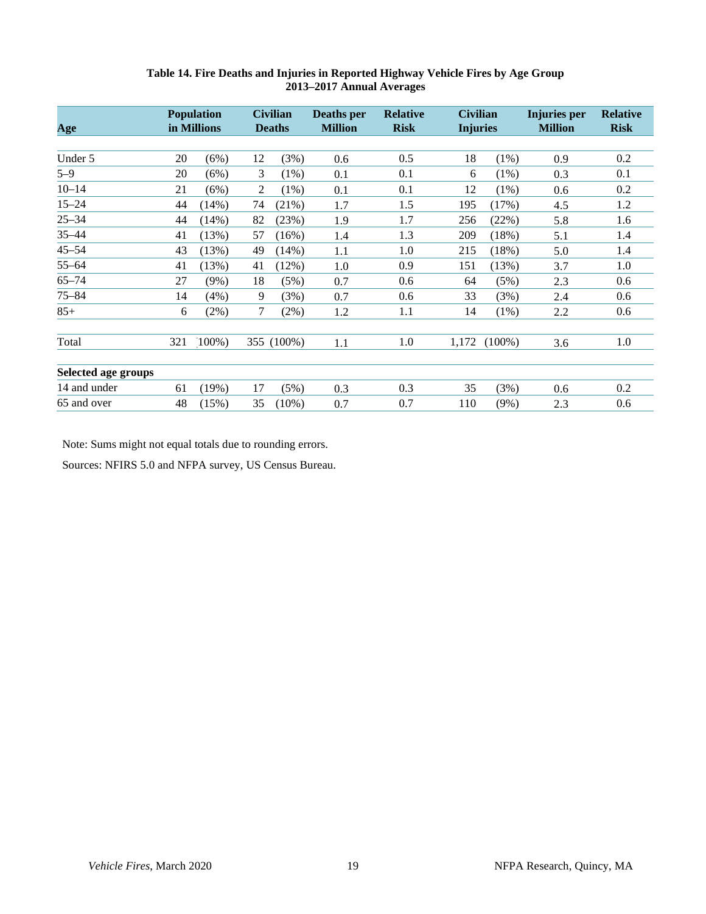**Table 14. Fire Deaths and Injuries in Reported Highway Vehicle Fires by Age Group 2013–2017 Annual Averages**

| Age | Population in Millions | | Civilian Deaths | | Deaths per Million | Relative Risk | Civilian Injuries | | Injuries per Million | Relative Risk |
|---|---|---|---|---|---|---|---|---|---|---|
| Under 5 | 20 | (6%) | 12 | (3%) | 0.6 | 0.5 | 18 | (1%) | 0.9 | 0.2 |
| 5–9 | 20 | (6%) | 3 | (1%) | 0.1 | 0.1 | 6 | (1%) | 0.3 | 0.1 |
| 10–14 | 21 | (6%) | 2 | (1%) | 0.1 | 0.1 | 12 | (1%) | 0.6 | 0.2 |
| 15–24 | 44 | (14%) | 74 | (21%) | 1.7 | 1.5 | 195 | (17%) | 4.5 | 1.2 |
| 25–34 | 44 | (14%) | 82 | (23%) | 1.9 | 1.7 | 256 | (22%) | 5.8 | 1.6 |
| 35–44 | 41 | (13%) | 57 | (16%) | 1.4 | 1.3 | 209 | (18%) | 5.1 | 1.4 |
| 45–54 | 43 | (13%) | 49 | (14%) | 1.1 | 1.0 | 215 | (18%) | 5.0 | 1.4 |
| 55–64 | 41 | (13%) | 41 | (12%) | 1.0 | 0.9 | 151 | (13%) | 3.7 | 1.0 |
| 65–74 | 27 | (9%) | 18 | (5%) | 0.7 | 0.6 | 64 | (5%) | 2.3 | 0.6 |
| 75–84 | 14 | (4%) | 9 | (3%) | 0.7 | 0.6 | 33 | (3%) | 2.4 | 0.6 |
| 85+ | 6 | (2%) | 7 | (2%) | 1.2 | 1.1 | 14 | (1%) | 2.2 | 0.6 |
| Total | 321 | (100%) | 355 | (100%) | 1.1 | 1.0 | 1,172 | (100%) | 3.6 | 1.0 |
| **Selected age groups** | | | | | | | | | | |
| 14 and under | 61 | (19%) | 17 | (5%) | 0.3 | 0.3 | 35 | (3%) | 0.6 | 0.2 |
| 65 and over | 48 | (15%) | 35 | (10%) | 0.7 | 0.7 | 110 | (9%) | 2.3 | 0.6 |

Note: Sums might not equal totals due to rounding errors.

Sources: NFIRS 5.0 and NFPA survey, US Census Bureau.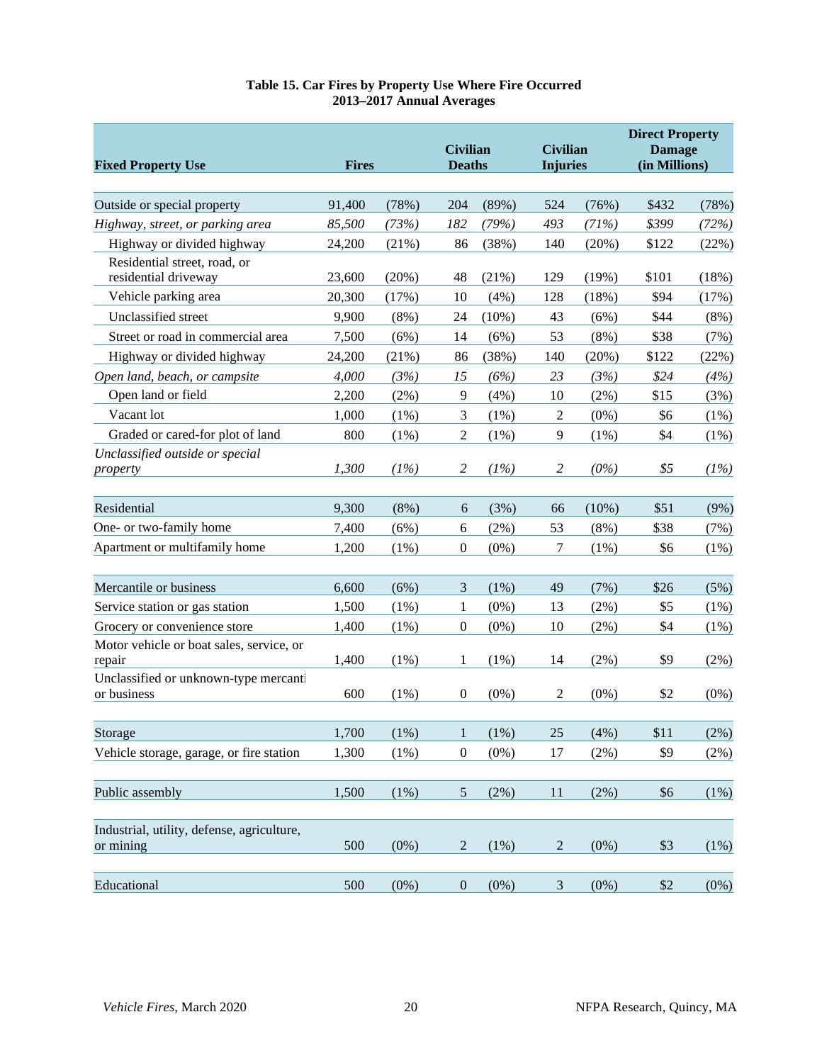**Table 15. Car Fires by Property Use Where Fire Occurred**
**2013–2017 Annual Averages**

| Fixed Property Use | Fires | | Civilian Deaths | | Civilian Injuries | | Direct Property Damage (in Millions) | |
|---|---|---|---|---|---|---|---|---|
| Outside or special property | 91,400 | (78%) | 204 | (89%) | 524 | (76%) | $432 | (78%) |
| *Highway, street, or parking area* | *85,500* | *(73%)* | *182* | *(79%)* | *493* | *(71%)* | *$399* | *(72%)* |
| Highway or divided highway | 24,200 | (21%) | 86 | (38%) | 140 | (20%) | $122 | (22%) |
| Residential street, road, or residential driveway | 23,600 | (20%) | 48 | (21%) | 129 | (19%) | $101 | (18%) |
| Vehicle parking area | 20,300 | (17%) | 10 | (4%) | 128 | (18%) | $94 | (17%) |
| Unclassified street | 9,900 | (8%) | 24 | (10%) | 43 | (6%) | $44 | (8%) |
| Street or road in commercial area | 7,500 | (6%) | 14 | (6%) | 53 | (8%) | $38 | (7%) |
| Highway or divided highway | 24,200 | (21%) | 86 | (38%) | 140 | (20%) | $122 | (22%) |
| *Open land, beach, or campsite* | *4,000* | *(3%)* | *15* | *(6%)* | *23* | *(3%)* | *$24* | *(4%)* |
| Open land or field | 2,200 | (2%) | 9 | (4%) | 10 | (2%) | $15 | (3%) |
| Vacant lot | 1,000 | (1%) | 3 | (1%) | 2 | (0%) | $6 | (1%) |
| Graded or cared-for plot of land | 800 | (1%) | 2 | (1%) | 9 | (1%) | $4 | (1%) |
| *Unclassified outside or special property* | *1,300* | *(1%)* | *2* | *(1%)* | *2* | *(0%)* | *$5* | *(1%)* |
| Residential | 9,300 | (8%) | 6 | (3%) | 66 | (10%) | $51 | (9%) |
| One- or two-family home | 7,400 | (6%) | 6 | (2%) | 53 | (8%) | $38 | (7%) |
| Apartment or multifamily home | 1,200 | (1%) | 0 | (0%) | 7 | (1%) | $6 | (1%) |
| Mercantile or business | 6,600 | (6%) | 3 | (1%) | 49 | (7%) | $26 | (5%) |
| Service station or gas station | 1,500 | (1%) | 1 | (0%) | 13 | (2%) | $5 | (1%) |
| Grocery or convenience store | 1,400 | (1%) | 0 | (0%) | 10 | (2%) | $4 | (1%) |
| Motor vehicle or boat sales, service, or repair | 1,400 | (1%) | 1 | (1%) | 14 | (2%) | $9 | (2%) |
| Unclassified or unknown-type mercanti or business | 600 | (1%) | 0 | (0%) | 2 | (0%) | $2 | (0%) |
| Storage | 1,700 | (1%) | 1 | (1%) | 25 | (4%) | $11 | (2%) |
| Vehicle storage, garage, or fire station | 1,300 | (1%) | 0 | (0%) | 17 | (2%) | $9 | (2%) |
| Public assembly | 1,500 | (1%) | 5 | (2%) | 11 | (2%) | $6 | (1%) |
| Industrial, utility, defense, agriculture, or mining | 500 | (0%) | 2 | (1%) | 2 | (0%) | $3 | (1%) |
| Educational | 500 | (0%) | 0 | (0%) | 3 | (0%) | $2 | (0%) |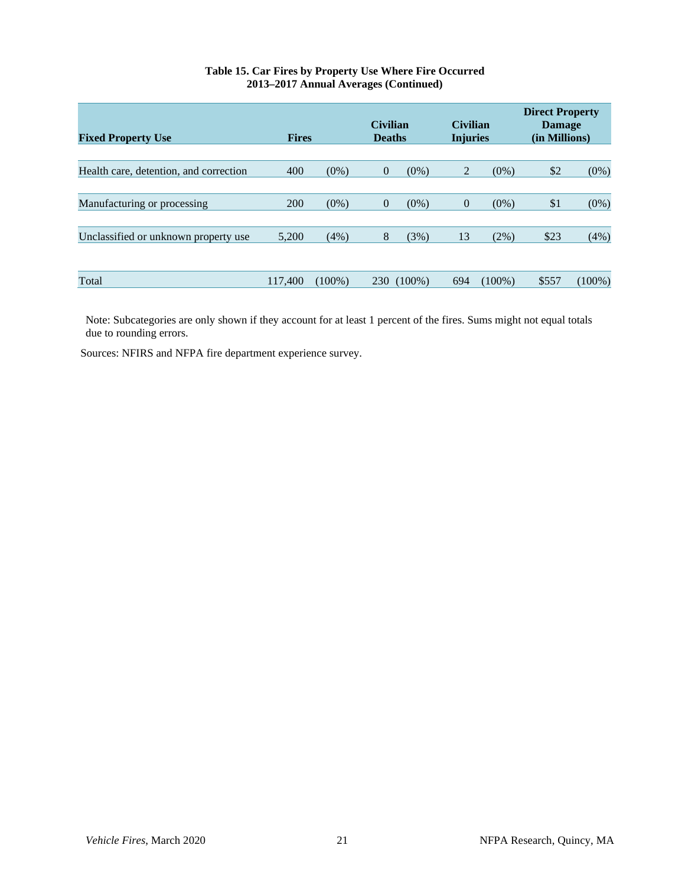**Table 15. Car Fires by Property Use Where Fire Occurred 2013–2017 Annual Averages (Continued)**

| Fixed Property Use | Fires | | Civilian Deaths | | Civilian Injuries | | Direct Property Damage (in Millions) | |
|---|---|---|---|---|---|---|---|---|
| Health care, detention, and correction | 400 | (0%) | 0 | (0%) | 2 | (0%) | $2 | (0%) |
| Manufacturing or processing | 200 | (0%) | 0 | (0%) | 0 | (0%) | $1 | (0%) |
| Unclassified or unknown property use | 5,200 | (4%) | 8 | (3%) | 13 | (2%) | $23 | (4%) |
| Total | 117,400 | (100%) | 230 | (100%) | 694 | (100%) | $557 | (100%) |

Note: Subcategories are only shown if they account for at least 1 percent of the fires. Sums might not equal totals due to rounding errors.

Sources: NFIRS and NFPA fire department experience survey.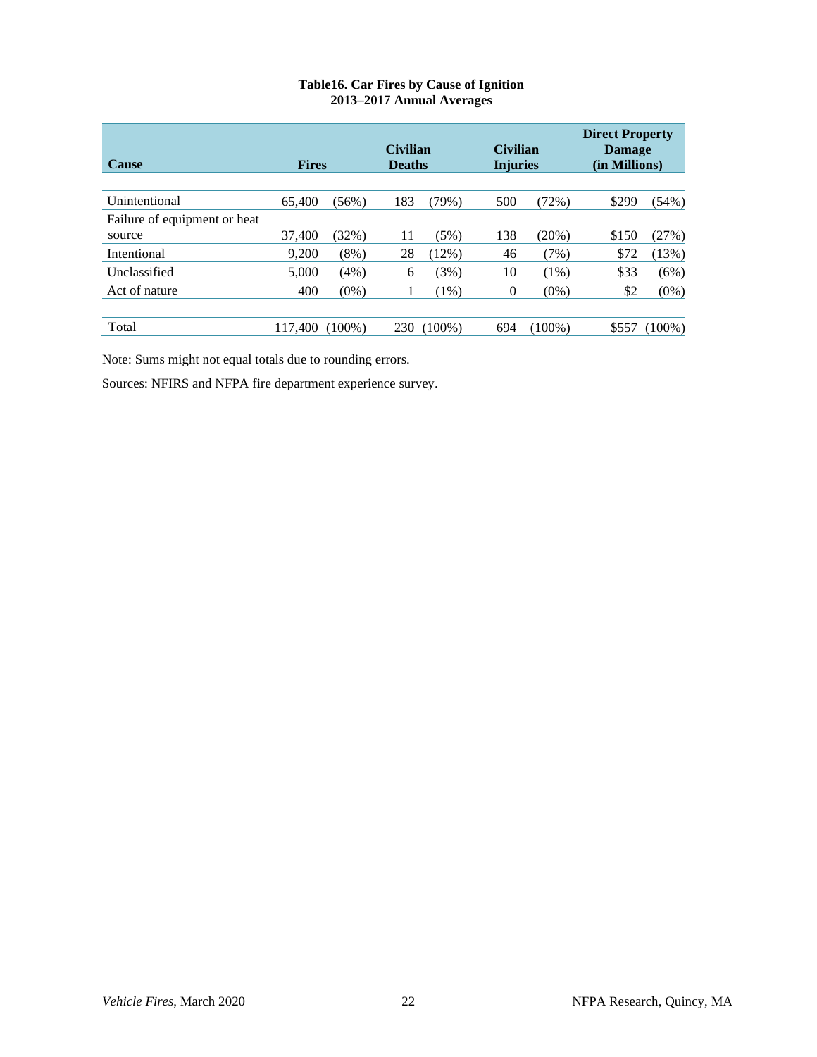**Table16. Car Fires by Cause of Ignition**
**2013–2017 Annual Averages**

| Cause | Fires | | Civilian Deaths | | Civilian Injuries | | Direct Property Damage (in Millions) | |
|---|---|---|---|---|---|---|---|---|
| Unintentional | 65,400 | (56%) | 183 | (79%) | 500 | (72%) | $299 | (54%) |
| Failure of equipment or heat source | 37,400 | (32%) | 11 | (5%) | 138 | (20%) | $150 | (27%) |
| Intentional | 9,200 | (8%) | 28 | (12%) | 46 | (7%) | $72 | (13%) |
| Unclassified | 5,000 | (4%) | 6 | (3%) | 10 | (1%) | $33 | (6%) |
| Act of nature | 400 | (0%) | 1 | (1%) | 0 | (0%) | $2 | (0%) |
| Total | 117,400 | (100%) | 230 | (100%) | 694 | (100%) | $557 | (100%) |

Note: Sums might not equal totals due to rounding errors.

Sources: NFIRS and NFPA fire department experience survey.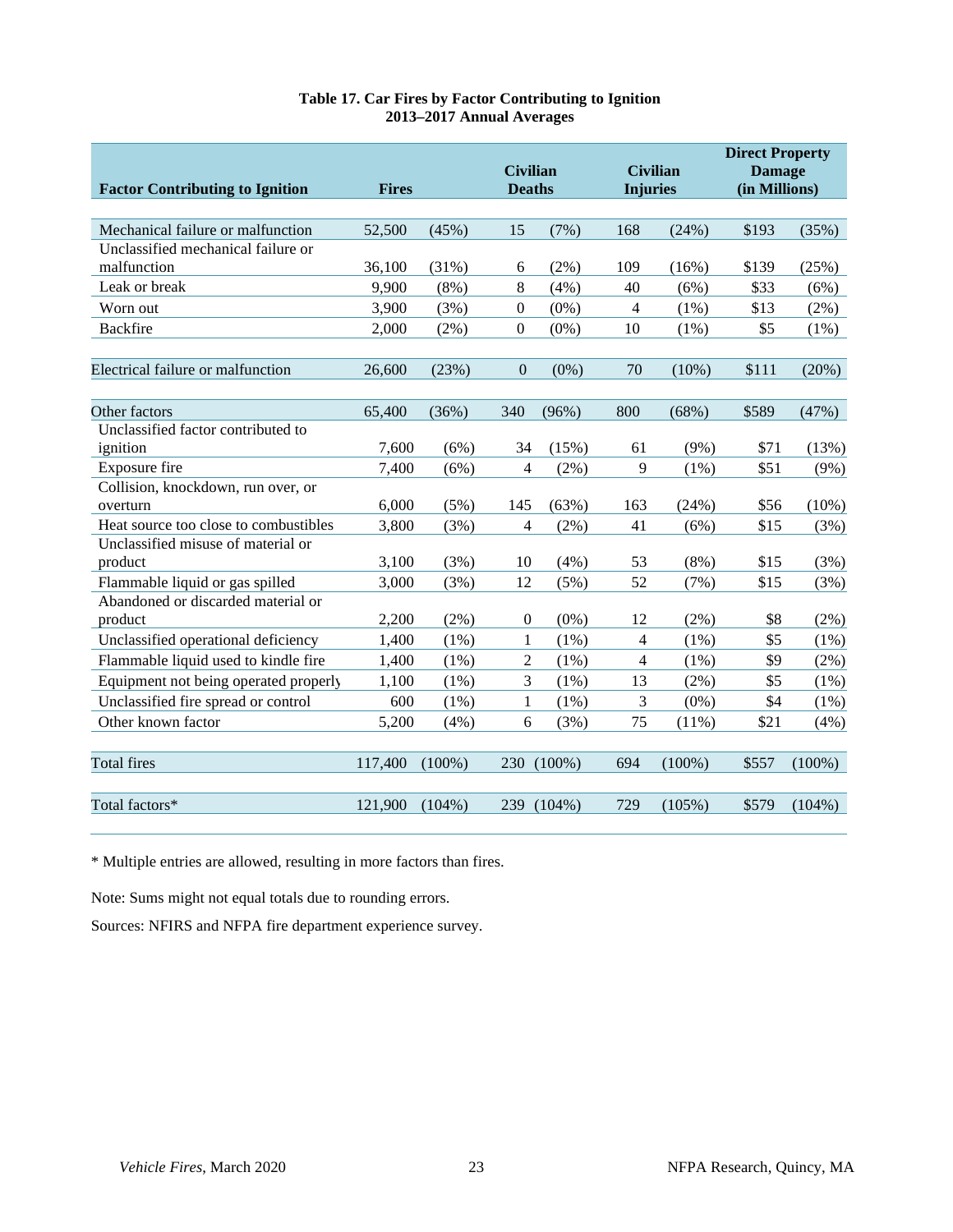**Table 17. Car Fires by Factor Contributing to Ignition**
**2013–2017 Annual Averages**

| Factor Contributing to Ignition | Fires | | Civilian Deaths | | Civilian Injuries | | Direct Property Damage (in Millions) | |
|---|---|---|---|---|---|---|---|---|
| Mechanical failure or malfunction | 52,500 | (45%) | 15 | (7%) | 168 | (24%) | $193 | (35%) |
| Unclassified mechanical failure or malfunction | 36,100 | (31%) | 6 | (2%) | 109 | (16%) | $139 | (25%) |
| Leak or break | 9,900 | (8%) | 8 | (4%) | 40 | (6%) | $33 | (6%) |
| Worn out | 3,900 | (3%) | 0 | (0%) | 4 | (1%) | $13 | (2%) |
| Backfire | 2,000 | (2%) | 0 | (0%) | 10 | (1%) | $5 | (1%) |
| Electrical failure or malfunction | 26,600 | (23%) | 0 | (0%) | 70 | (10%) | $111 | (20%) |
| Other factors | 65,400 | (36%) | 340 | (96%) | 800 | (68%) | $589 | (47%) |
| Unclassified factor contributed to ignition | 7,600 | (6%) | 34 | (15%) | 61 | (9%) | $71 | (13%) |
| Exposure fire | 7,400 | (6%) | 4 | (2%) | 9 | (1%) | $51 | (9%) |
| Collision, knockdown, run over, or overturn | 6,000 | (5%) | 145 | (63%) | 163 | (24%) | $56 | (10%) |
| Heat source too close to combustibles | 3,800 | (3%) | 4 | (2%) | 41 | (6%) | $15 | (3%) |
| Unclassified misuse of material or product | 3,100 | (3%) | 10 | (4%) | 53 | (8%) | $15 | (3%) |
| Flammable liquid or gas spilled | 3,000 | (3%) | 12 | (5%) | 52 | (7%) | $15 | (3%) |
| Abandoned or discarded material or product | 2,200 | (2%) | 0 | (0%) | 12 | (2%) | $8 | (2%) |
| Unclassified operational deficiency | 1,400 | (1%) | 1 | (1%) | 4 | (1%) | $5 | (1%) |
| Flammable liquid used to kindle fire | 1,400 | (1%) | 2 | (1%) | 4 | (1%) | $9 | (2%) |
| Equipment not being operated properly | 1,100 | (1%) | 3 | (1%) | 13 | (2%) | $5 | (1%) |
| Unclassified fire spread or control | 600 | (1%) | 1 | (1%) | 3 | (0%) | $4 | (1%) |
| Other known factor | 5,200 | (4%) | 6 | (3%) | 75 | (11%) | $21 | (4%) |
| Total fires | 117,400 | (100%) | 230 | (100%) | 694 | (100%) | $557 | (100%) |
| Total factors* | 121,900 | (104%) | 239 | (104%) | 729 | (105%) | $579 | (104%) |

* Multiple entries are allowed, resulting in more factors than fires.

Note: Sums might not equal totals due to rounding errors.

Sources: NFIRS and NFPA fire department experience survey.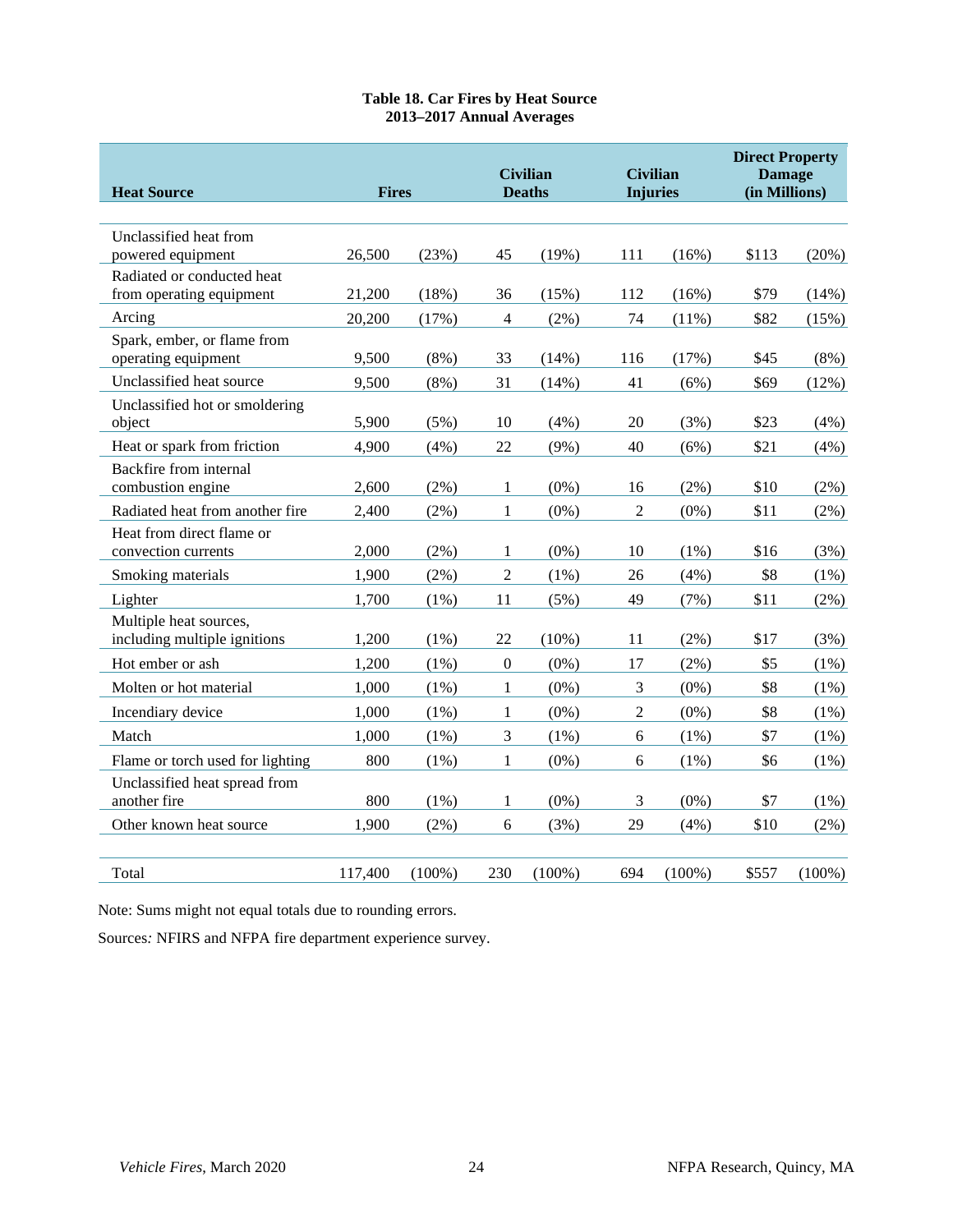**Table 18. Car Fires by Heat Source**
**2013–2017 Annual Averages**

| Heat Source | Fires | | Civilian Deaths | | Civilian Injuries | | Direct Property Damage (in Millions) | |
|---|---|---|---|---|---|---|---|---|
| Unclassified heat from powered equipment | 26,500 | (23%) | 45 | (19%) | 111 | (16%) | $113 | (20%) |
| Radiated or conducted heat from operating equipment | 21,200 | (18%) | 36 | (15%) | 112 | (16%) | $79 | (14%) |
| Arcing | 20,200 | (17%) | 4 | (2%) | 74 | (11%) | $82 | (15%) |
| Spark, ember, or flame from operating equipment | 9,500 | (8%) | 33 | (14%) | 116 | (17%) | $45 | (8%) |
| Unclassified heat source | 9,500 | (8%) | 31 | (14%) | 41 | (6%) | $69 | (12%) |
| Unclassified hot or smoldering object | 5,900 | (5%) | 10 | (4%) | 20 | (3%) | $23 | (4%) |
| Heat or spark from friction | 4,900 | (4%) | 22 | (9%) | 40 | (6%) | $21 | (4%) |
| Backfire from internal combustion engine | 2,600 | (2%) | 1 | (0%) | 16 | (2%) | $10 | (2%) |
| Radiated heat from another fire | 2,400 | (2%) | 1 | (0%) | 2 | (0%) | $11 | (2%) |
| Heat from direct flame or convection currents | 2,000 | (2%) | 1 | (0%) | 10 | (1%) | $16 | (3%) |
| Smoking materials | 1,900 | (2%) | 2 | (1%) | 26 | (4%) | $8 | (1%) |
| Lighter | 1,700 | (1%) | 11 | (5%) | 49 | (7%) | $11 | (2%) |
| Multiple heat sources, including multiple ignitions | 1,200 | (1%) | 22 | (10%) | 11 | (2%) | $17 | (3%) |
| Hot ember or ash | 1,200 | (1%) | 0 | (0%) | 17 | (2%) | $5 | (1%) |
| Molten or hot material | 1,000 | (1%) | 1 | (0%) | 3 | (0%) | $8 | (1%) |
| Incendiary device | 1,000 | (1%) | 1 | (0%) | 2 | (0%) | $8 | (1%) |
| Match | 1,000 | (1%) | 3 | (1%) | 6 | (1%) | $7 | (1%) |
| Flame or torch used for lighting | 800 | (1%) | 1 | (0%) | 6 | (1%) | $6 | (1%) |
| Unclassified heat spread from another fire | 800 | (1%) | 1 | (0%) | 3 | (0%) | $7 | (1%) |
| Other known heat source | 1,900 | (2%) | 6 | (3%) | 29 | (4%) | $10 | (2%) |
| Total | 117,400 | (100%) | 230 | (100%) | 694 | (100%) | $557 | (100%) |

Note: Sums might not equal totals due to rounding errors.

Sources*:* NFIRS and NFPA fire department experience survey.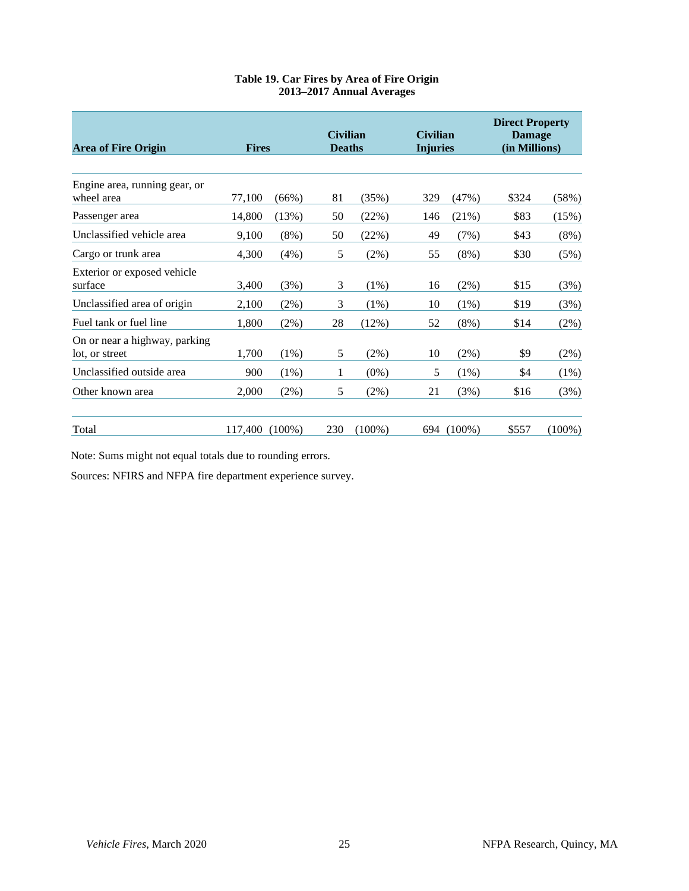**Table 19. Car Fires by Area of Fire Origin**
**2013–2017 Annual Averages**

| Area of Fire Origin | Fires | | Civilian Deaths | | Civilian Injuries | | Direct Property Damage (in Millions) | |
|---|---|---|---|---|---|---|---|---|
| Engine area, running gear, or wheel area | 77,100 | (66%) | 81 | (35%) | 329 | (47%) | $324 | (58%) |
| Passenger area | 14,800 | (13%) | 50 | (22%) | 146 | (21%) | $83 | (15%) |
| Unclassified vehicle area | 9,100 | (8%) | 50 | (22%) | 49 | (7%) | $43 | (8%) |
| Cargo or trunk area | 4,300 | (4%) | 5 | (2%) | 55 | (8%) | $30 | (5%) |
| Exterior or exposed vehicle surface | 3,400 | (3%) | 3 | (1%) | 16 | (2%) | $15 | (3%) |
| Unclassified area of origin | 2,100 | (2%) | 3 | (1%) | 10 | (1%) | $19 | (3%) |
| Fuel tank or fuel line | 1,800 | (2%) | 28 | (12%) | 52 | (8%) | $14 | (2%) |
| On or near a highway, parking lot, or street | 1,700 | (1%) | 5 | (2%) | 10 | (2%) | $9 | (2%) |
| Unclassified outside area | 900 | (1%) | 1 | (0%) | 5 | (1%) | $4 | (1%) |
| Other known area | 2,000 | (2%) | 5 | (2%) | 21 | (3%) | $16 | (3%) |
| Total | 117,400 | (100%) | 230 | (100%) | 694 | (100%) | $557 | (100%) |

Note: Sums might not equal totals due to rounding errors.

Sources: NFIRS and NFPA fire department experience survey.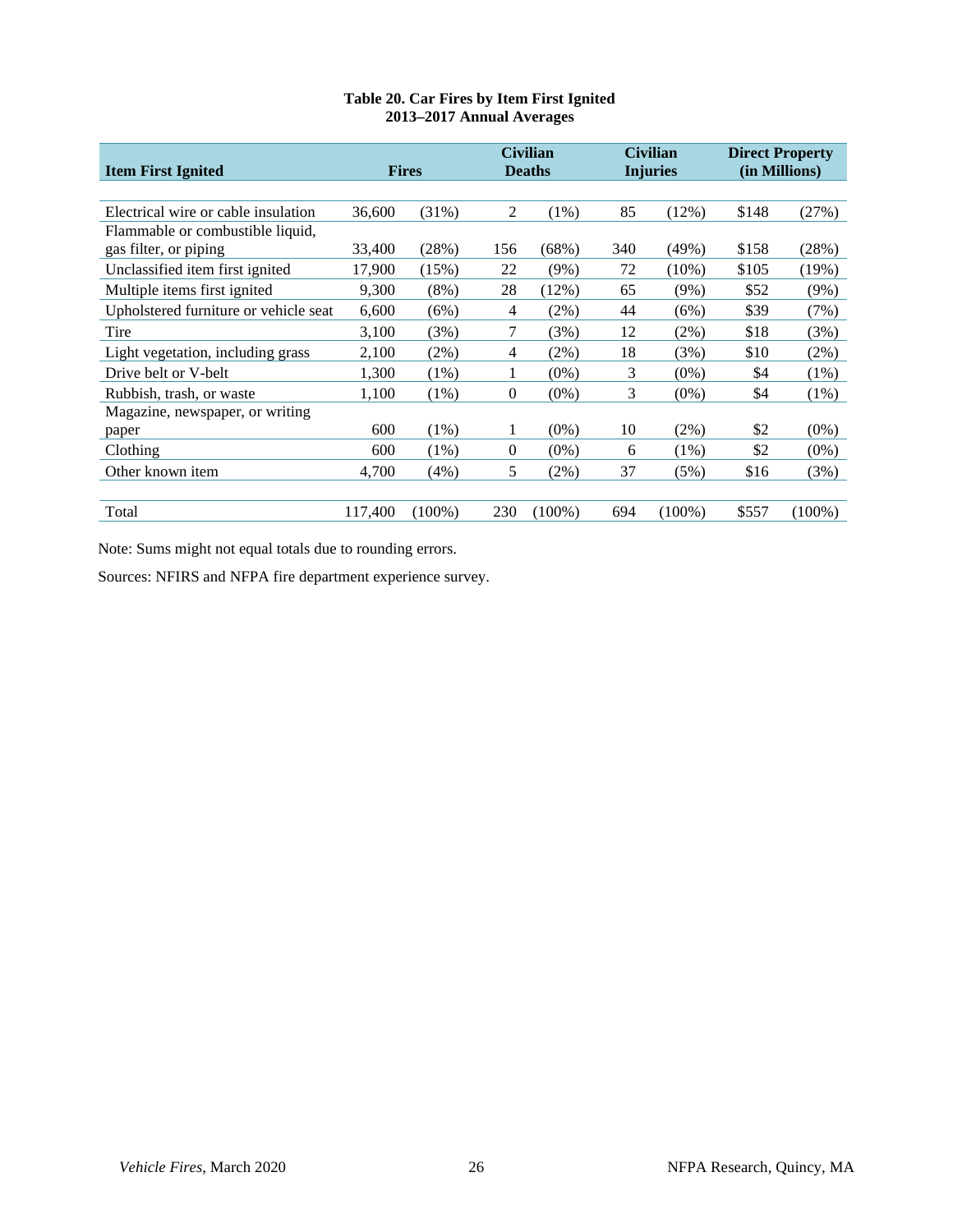**Table 20. Car Fires by Item First Ignited**
**2013–2017 Annual Averages**

| Item First Ignited | Fires | | Civilian Deaths | | Civilian Injuries | | Direct Property (in Millions) | |
|---|---|---|---|---|---|---|---|---|
| Electrical wire or cable insulation | 36,600 | (31%) | 2 | (1%) | 85 | (12%) | $148 | (27%) |
| Flammable or combustible liquid, gas filter, or piping | 33,400 | (28%) | 156 | (68%) | 340 | (49%) | $158 | (28%) |
| Unclassified item first ignited | 17,900 | (15%) | 22 | (9%) | 72 | (10%) | $105 | (19%) |
| Multiple items first ignited | 9,300 | (8%) | 28 | (12%) | 65 | (9%) | $52 | (9%) |
| Upholstered furniture or vehicle seat | 6,600 | (6%) | 4 | (2%) | 44 | (6%) | $39 | (7%) |
| Tire | 3,100 | (3%) | 7 | (3%) | 12 | (2%) | $18 | (3%) |
| Light vegetation, including grass | 2,100 | (2%) | 4 | (2%) | 18 | (3%) | $10 | (2%) |
| Drive belt or V-belt | 1,300 | (1%) | 1 | (0%) | 3 | (0%) | $4 | (1%) |
| Rubbish, trash, or waste | 1,100 | (1%) | 0 | (0%) | 3 | (0%) | $4 | (1%) |
| Magazine, newspaper, or writing paper | 600 | (1%) | 1 | (0%) | 10 | (2%) | $2 | (0%) |
| Clothing | 600 | (1%) | 0 | (0%) | 6 | (1%) | $2 | (0%) |
| Other known item | 4,700 | (4%) | 5 | (2%) | 37 | (5%) | $16 | (3%) |
| Total | 117,400 | (100%) | 230 | (100%) | 694 | (100%) | $557 | (100%) |

Note: Sums might not equal totals due to rounding errors.

Sources: NFIRS and NFPA fire department experience survey.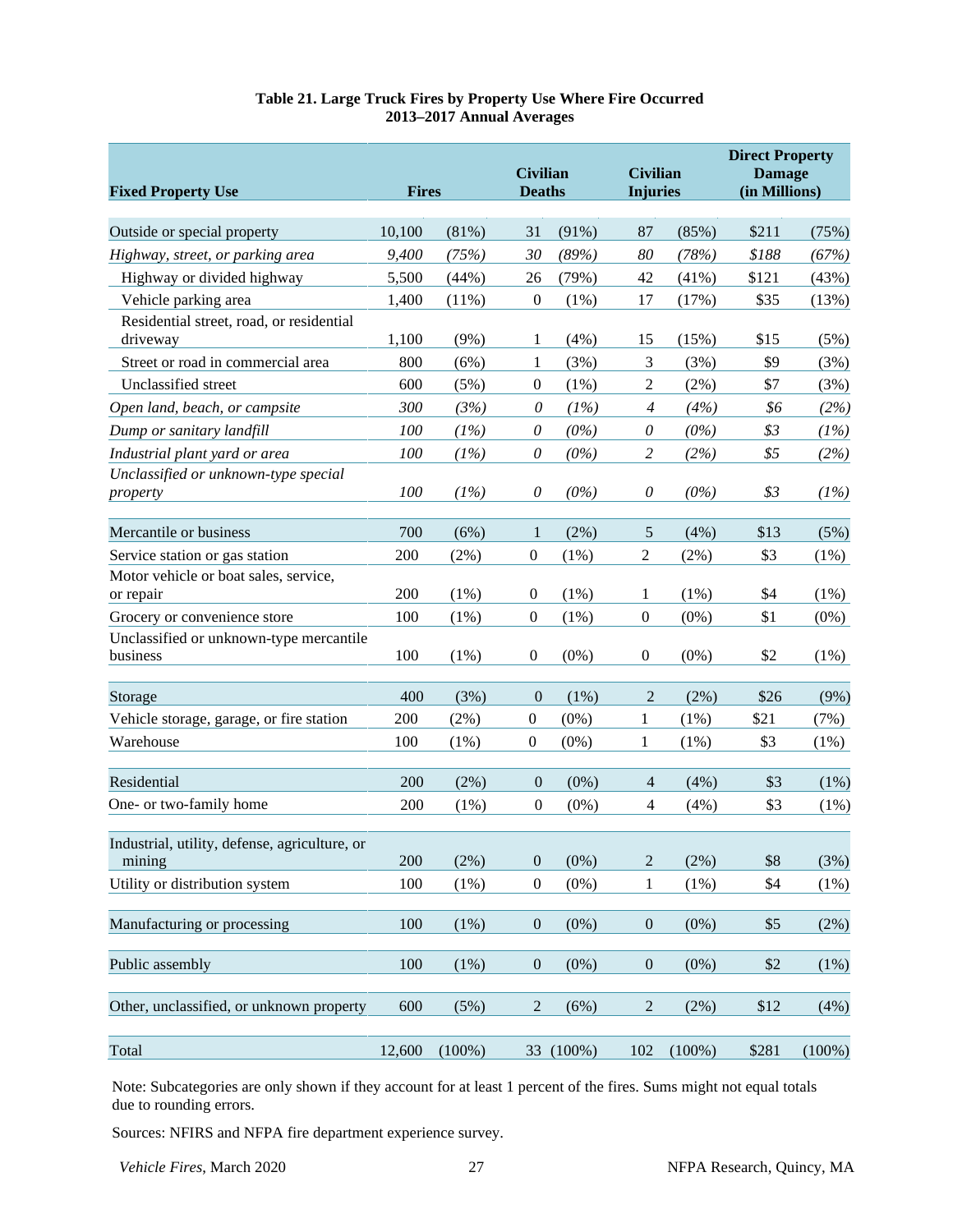**Table 21. Large Truck Fires by Property Use Where Fire Occurred 2013–2017 Annual Averages**

| Fixed Property Use | Fires | | Civilian Deaths | | Civilian Injuries | | Direct Property Damage (in Millions) | |
|---|---|---|---|---|---|---|---|---|
| Outside or special property | 10,100 | (81%) | 31 | (91%) | 87 | (85%) | $211 | (75%) |
| *Highway, street, or parking area* | *9,400* | *(75%)* | *30* | *(89%)* | *80* | *(78%)* | *$188* | *(67%)* |
| Highway or divided highway | 5,500 | (44%) | 26 | (79%) | 42 | (41%) | $121 | (43%) |
| Vehicle parking area | 1,400 | (11%) | 0 | (1%) | 17 | (17%) | $35 | (13%) |
| Residential street, road, or residential driveway | 1,100 | (9%) | 1 | (4%) | 15 | (15%) | $15 | (5%) |
| Street or road in commercial area | 800 | (6%) | 1 | (3%) | 3 | (3%) | $9 | (3%) |
| Unclassified street | 600 | (5%) | 0 | (1%) | 2 | (2%) | $7 | (3%) |
| *Open land, beach, or campsite* | *300* | *(3%)* | *0* | *(1%)* | *4* | *(4%)* | *$6* | *(2%)* |
| *Dump or sanitary landfill* | *100* | *(1%)* | *0* | *(0%)* | *0* | *(0%)* | *$3* | *(1%)* |
| *Industrial plant yard or area* | *100* | *(1%)* | *0* | *(0%)* | *2* | *(2%)* | *$5* | *(2%)* |
| *Unclassified or unknown-type special property* | *100* | *(1%)* | *0* | *(0%)* | *0* | *(0%)* | *$3* | *(1%)* |
| Mercantile or business | 700 | (6%) | 1 | (2%) | 5 | (4%) | $13 | (5%) |
| Service station or gas station | 200 | (2%) | 0 | (1%) | 2 | (2%) | $3 | (1%) |
| Motor vehicle or boat sales, service, or repair | 200 | (1%) | 0 | (1%) | 1 | (1%) | $4 | (1%) |
| Grocery or convenience store | 100 | (1%) | 0 | (1%) | 0 | (0%) | $1 | (0%) |
| Unclassified or unknown-type mercantile business | 100 | (1%) | 0 | (0%) | 0 | (0%) | $2 | (1%) |
| Storage | 400 | (3%) | 0 | (1%) | 2 | (2%) | $26 | (9%) |
| Vehicle storage, garage, or fire station | 200 | (2%) | 0 | (0%) | 1 | (1%) | $21 | (7%) |
| Warehouse | 100 | (1%) | 0 | (0%) | 1 | (1%) | $3 | (1%) |
| Residential | 200 | (2%) | 0 | (0%) | 4 | (4%) | $3 | (1%) |
| One- or two-family home | 200 | (1%) | 0 | (0%) | 4 | (4%) | $3 | (1%) |
| Industrial, utility, defense, agriculture, or mining | 200 | (2%) | 0 | (0%) | 2 | (2%) | $8 | (3%) |
| Utility or distribution system | 100 | (1%) | 0 | (0%) | 1 | (1%) | $4 | (1%) |
| Manufacturing or processing | 100 | (1%) | 0 | (0%) | 0 | (0%) | $5 | (2%) |
| Public assembly | 100 | (1%) | 0 | (0%) | 0 | (0%) | $2 | (1%) |
| Other, unclassified, or unknown property | 600 | (5%) | 2 | (6%) | 2 | (2%) | $12 | (4%) |
| Total | 12,600 | (100%) | 33 | (100%) | 102 | (100%) | $281 | (100%) |

Note: Subcategories are only shown if they account for at least 1 percent of the fires. Sums might not equal totals due to rounding errors.

Sources: NFIRS and NFPA fire department experience survey.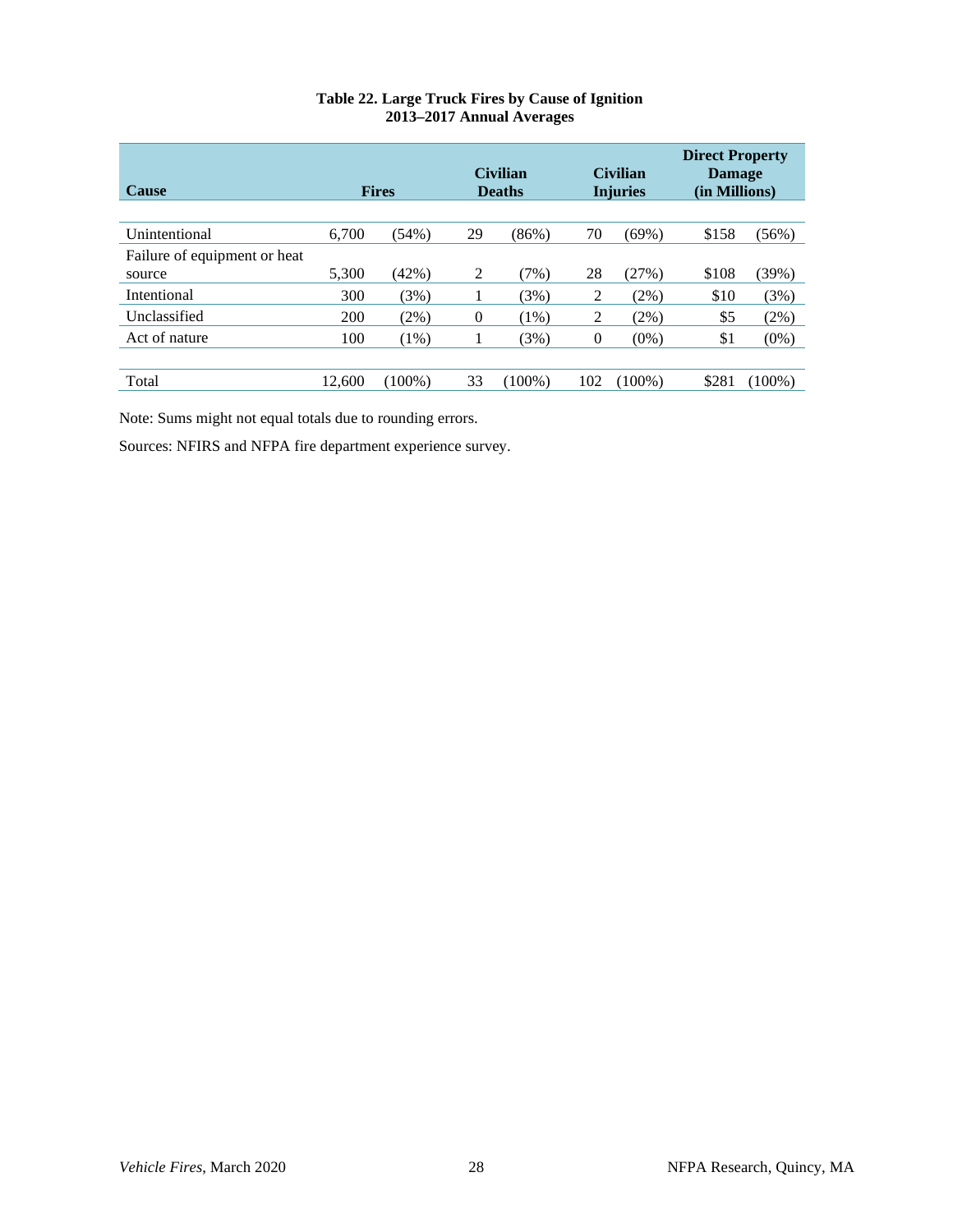**Table 22. Large Truck Fires by Cause of Ignition**
**2013–2017 Annual Averages**

| Cause | Fires | | Civilian Deaths | | Civilian Injuries | | Direct Property Damage (in Millions) | |
|---|---|---|---|---|---|---|---|---|
| Unintentional | 6,700 | (54%) | 29 | (86%) | 70 | (69%) | $158 | (56%) |
| Failure of equipment or heat source | 5,300 | (42%) | 2 | (7%) | 28 | (27%) | $108 | (39%) |
| Intentional | 300 | (3%) | 1 | (3%) | 2 | (2%) | $10 | (3%) |
| Unclassified | 200 | (2%) | 0 | (1%) | 2 | (2%) | $5 | (2%) |
| Act of nature | 100 | (1%) | 1 | (3%) | 0 | (0%) | $1 | (0%) |
| Total | 12,600 | (100%) | 33 | (100%) | 102 | (100%) | $281 | (100%) |

Note: Sums might not equal totals due to rounding errors.

Sources: NFIRS and NFPA fire department experience survey.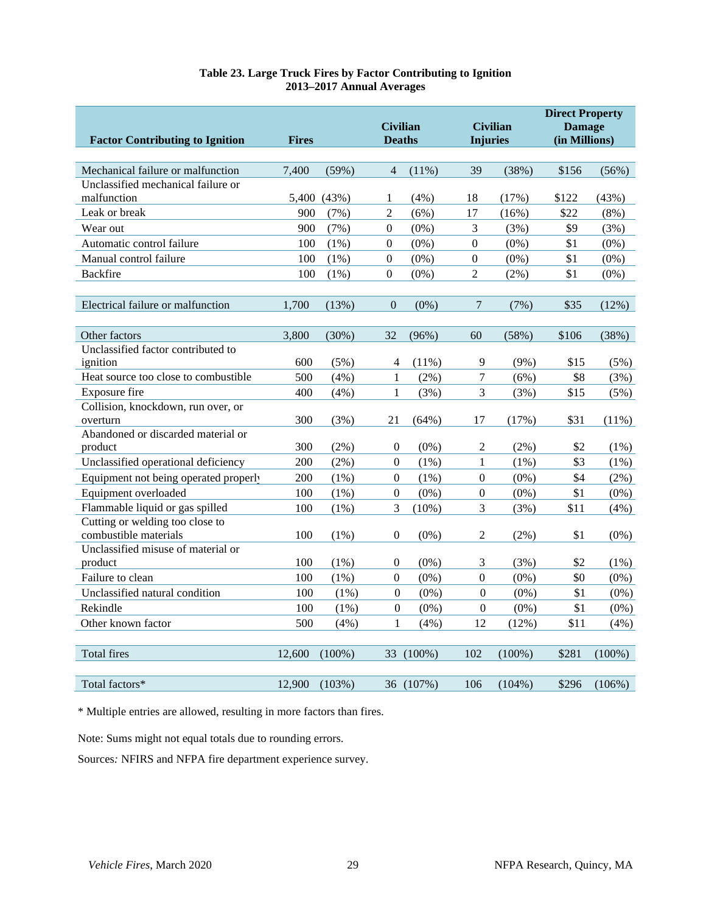**Table 23. Large Truck Fires by Factor Contributing to Ignition**
**2013–2017 Annual Averages**

| Factor Contributing to Ignition | Fires | | Civilian Deaths | | Civilian Injuries | | Direct Property Damage (in Millions) | |
|---|---|---|---|---|---|---|---|---|
| Mechanical failure or malfunction | 7,400 | (59%) | 4 | (11%) | 39 | (38%) | $156 | (56%) |
| Unclassified mechanical failure or malfunction | 5,400 | (43%) | 1 | (4%) | 18 | (17%) | $122 | (43%) |
| Leak or break | 900 | (7%) | 2 | (6%) | 17 | (16%) | $22 | (8%) |
| Wear out | 900 | (7%) | 0 | (0%) | 3 | (3%) | $9 | (3%) |
| Automatic control failure | 100 | (1%) | 0 | (0%) | 0 | (0%) | $1 | (0%) |
| Manual control failure | 100 | (1%) | 0 | (0%) | 0 | (0%) | $1 | (0%) |
| Backfire | 100 | (1%) | 0 | (0%) | 2 | (2%) | $1 | (0%) |
| Electrical failure or malfunction | 1,700 | (13%) | 0 | (0%) | 7 | (7%) | $35 | (12%) |
| Other factors | 3,800 | (30%) | 32 | (96%) | 60 | (58%) | $106 | (38%) |
| Unclassified factor contributed to ignition | 600 | (5%) | 4 | (11%) | 9 | (9%) | $15 | (5%) |
| Heat source too close to combustible | 500 | (4%) | 1 | (2%) | 7 | (6%) | $8 | (3%) |
| Exposure fire | 400 | (4%) | 1 | (3%) | 3 | (3%) | $15 | (5%) |
| Collision, knockdown, run over, or overturn | 300 | (3%) | 21 | (64%) | 17 | (17%) | $31 | (11%) |
| Abandoned or discarded material or product | 300 | (2%) | 0 | (0%) | 2 | (2%) | $2 | (1%) |
| Unclassified operational deficiency | 200 | (2%) | 0 | (1%) | 1 | (1%) | $3 | (1%) |
| Equipment not being operated properly | 200 | (1%) | 0 | (1%) | 0 | (0%) | $4 | (2%) |
| Equipment overloaded | 100 | (1%) | 0 | (0%) | 0 | (0%) | $1 | (0%) |
| Flammable liquid or gas spilled | 100 | (1%) | 3 | (10%) | 3 | (3%) | $11 | (4%) |
| Cutting or welding too close to combustible materials | 100 | (1%) | 0 | (0%) | 2 | (2%) | $1 | (0%) |
| Unclassified misuse of material or product | 100 | (1%) | 0 | (0%) | 3 | (3%) | $2 | (1%) |
| Failure to clean | 100 | (1%) | 0 | (0%) | 0 | (0%) | $0 | (0%) |
| Unclassified natural condition | 100 | (1%) | 0 | (0%) | 0 | (0%) | $1 | (0%) |
| Rekindle | 100 | (1%) | 0 | (0%) | 0 | (0%) | $1 | (0%) |
| Other known factor | 500 | (4%) | 1 | (4%) | 12 | (12%) | $11 | (4%) |
| Total fires | 12,600 | (100%) | 33 | (100%) | 102 | (100%) | $281 | (100%) |
| Total factors* | 12,900 | (103%) | 36 | (107%) | 106 | (104%) | $296 | (106%) |

\* Multiple entries are allowed, resulting in more factors than fires.

Note: Sums might not equal totals due to rounding errors.

Sources: NFIRS and NFPA fire department experience survey.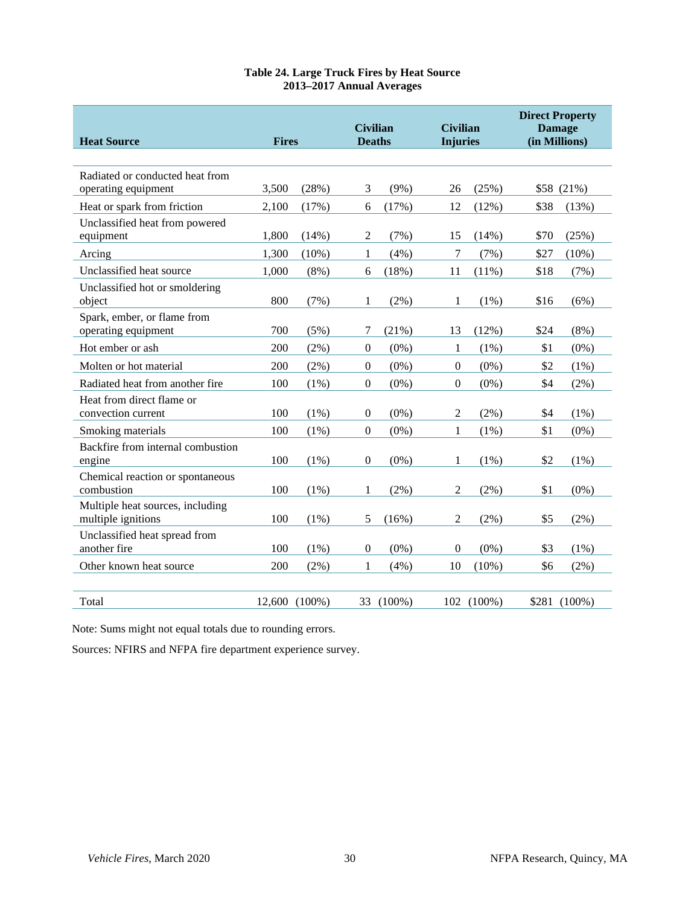**Table 24. Large Truck Fires by Heat Source**
**2013–2017 Annual Averages**

| Heat Source | Fires | | Civilian Deaths | | Civilian Injuries | | Direct Property Damage (in Millions) | |
|---|---|---|---|---|---|---|---|---|
| Radiated or conducted heat from operating equipment | 3,500 | (28%) | 3 | (9%) | 26 | (25%) | $58 | (21%) |
| Heat or spark from friction | 2,100 | (17%) | 6 | (17%) | 12 | (12%) | $38 | (13%) |
| Unclassified heat from powered equipment | 1,800 | (14%) | 2 | (7%) | 15 | (14%) | $70 | (25%) |
| Arcing | 1,300 | (10%) | 1 | (4%) | 7 | (7%) | $27 | (10%) |
| Unclassified heat source | 1,000 | (8%) | 6 | (18%) | 11 | (11%) | $18 | (7%) |
| Unclassified hot or smoldering object | 800 | (7%) | 1 | (2%) | 1 | (1%) | $16 | (6%) |
| Spark, ember, or flame from operating equipment | 700 | (5%) | 7 | (21%) | 13 | (12%) | $24 | (8%) |
| Hot ember or ash | 200 | (2%) | 0 | (0%) | 1 | (1%) | $1 | (0%) |
| Molten or hot material | 200 | (2%) | 0 | (0%) | 0 | (0%) | $2 | (1%) |
| Radiated heat from another fire | 100 | (1%) | 0 | (0%) | 0 | (0%) | $4 | (2%) |
| Heat from direct flame or convection current | 100 | (1%) | 0 | (0%) | 2 | (2%) | $4 | (1%) |
| Smoking materials | 100 | (1%) | 0 | (0%) | 1 | (1%) | $1 | (0%) |
| Backfire from internal combustion engine | 100 | (1%) | 0 | (0%) | 1 | (1%) | $2 | (1%) |
| Chemical reaction or spontaneous combustion | 100 | (1%) | 1 | (2%) | 2 | (2%) | $1 | (0%) |
| Multiple heat sources, including multiple ignitions | 100 | (1%) | 5 | (16%) | 2 | (2%) | $5 | (2%) |
| Unclassified heat spread from another fire | 100 | (1%) | 0 | (0%) | 0 | (0%) | $3 | (1%) |
| Other known heat source | 200 | (2%) | 1 | (4%) | 10 | (10%) | $6 | (2%) |
| Total | 12,600 | (100%) | 33 | (100%) | 102 | (100%) | $281 | (100%) |

Note: Sums might not equal totals due to rounding errors.

Sources: NFIRS and NFPA fire department experience survey.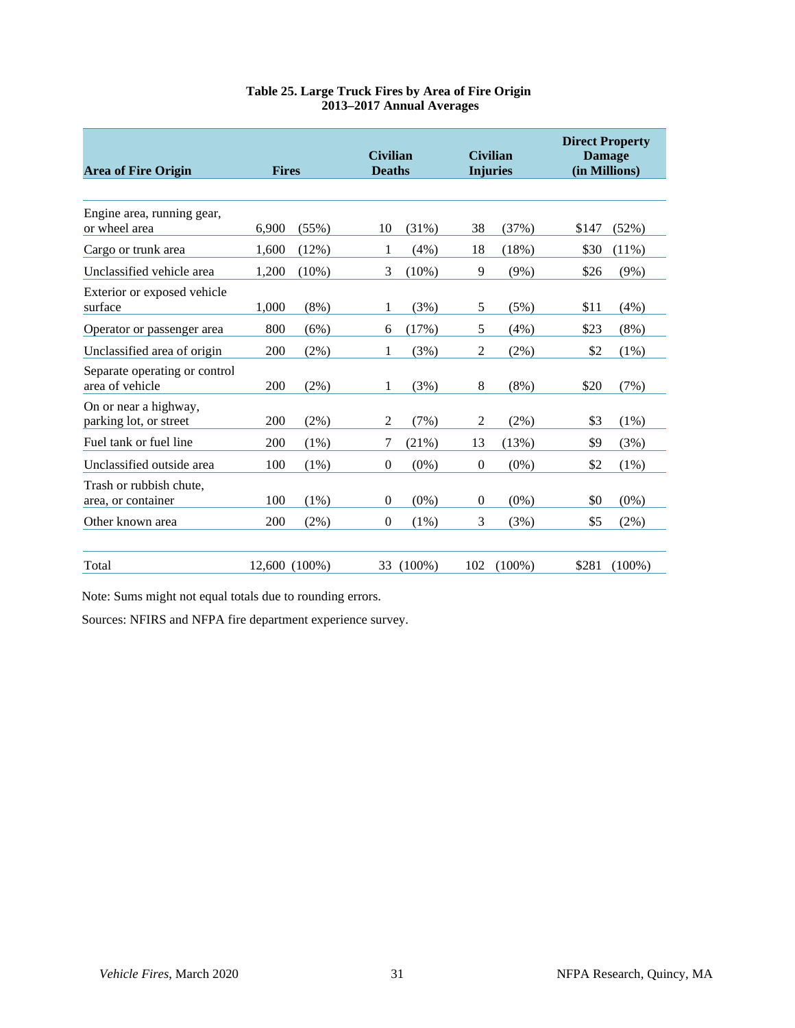**Table 25. Large Truck Fires by Area of Fire Origin**
**2013–2017 Annual Averages**

| Area of Fire Origin | Fires | | Civilian Deaths | | Civilian Injuries | | Direct Property Damage (in Millions) | |
|---|---|---|---|---|---|---|---|---|
| Engine area, running gear, or wheel area | 6,900 | (55%) | 10 | (31%) | 38 | (37%) | $147 | (52%) |
| Cargo or trunk area | 1,600 | (12%) | 1 | (4%) | 18 | (18%) | $30 | (11%) |
| Unclassified vehicle area | 1,200 | (10%) | 3 | (10%) | 9 | (9%) | $26 | (9%) |
| Exterior or exposed vehicle surface | 1,000 | (8%) | 1 | (3%) | 5 | (5%) | $11 | (4%) |
| Operator or passenger area | 800 | (6%) | 6 | (17%) | 5 | (4%) | $23 | (8%) |
| Unclassified area of origin | 200 | (2%) | 1 | (3%) | 2 | (2%) | $2 | (1%) |
| Separate operating or control area of vehicle | 200 | (2%) | 1 | (3%) | 8 | (8%) | $20 | (7%) |
| On or near a highway, parking lot, or street | 200 | (2%) | 2 | (7%) | 2 | (2%) | $3 | (1%) |
| Fuel tank or fuel line | 200 | (1%) | 7 | (21%) | 13 | (13%) | $9 | (3%) |
| Unclassified outside area | 100 | (1%) | 0 | (0%) | 0 | (0%) | $2 | (1%) |
| Trash or rubbish chute, area, or container | 100 | (1%) | 0 | (0%) | 0 | (0%) | $0 | (0%) |
| Other known area | 200 | (2%) | 0 | (1%) | 3 | (3%) | $5 | (2%) |
| Total | 12,600 | (100%) | 33 | (100%) | 102 | (100%) | $281 | (100%) |

Note: Sums might not equal totals due to rounding errors.

Sources: NFIRS and NFPA fire department experience survey.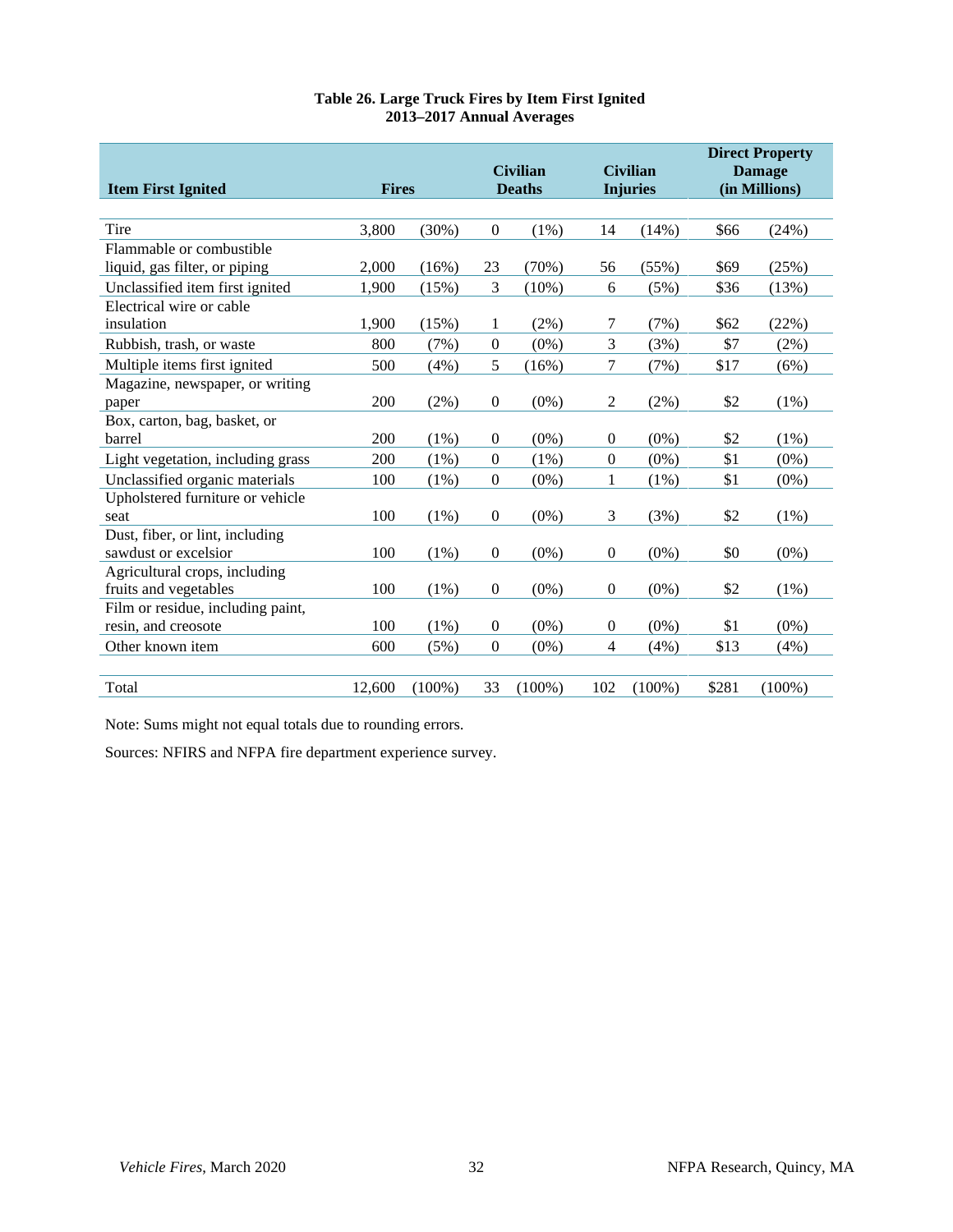**Table 26. Large Truck Fires by Item First Ignited**
**2013–2017 Annual Averages**

| Item First Ignited | Fires | | Civilian Deaths | | Civilian Injuries | | Direct Property Damage (in Millions) | |
|---|---|---|---|---|---|---|---|---|
| Tire | 3,800 | (30%) | 0 | (1%) | 14 | (14%) | $66 | (24%) |
| Flammable or combustible liquid, gas filter, or piping | 2,000 | (16%) | 23 | (70%) | 56 | (55%) | $69 | (25%) |
| Unclassified item first ignited | 1,900 | (15%) | 3 | (10%) | 6 | (5%) | $36 | (13%) |
| Electrical wire or cable insulation | 1,900 | (15%) | 1 | (2%) | 7 | (7%) | $62 | (22%) |
| Rubbish, trash, or waste | 800 | (7%) | 0 | (0%) | 3 | (3%) | $7 | (2%) |
| Multiple items first ignited | 500 | (4%) | 5 | (16%) | 7 | (7%) | $17 | (6%) |
| Magazine, newspaper, or writing paper | 200 | (2%) | 0 | (0%) | 2 | (2%) | $2 | (1%) |
| Box, carton, bag, basket, or barrel | 200 | (1%) | 0 | (0%) | 0 | (0%) | $2 | (1%) |
| Light vegetation, including grass | 200 | (1%) | 0 | (1%) | 0 | (0%) | $1 | (0%) |
| Unclassified organic materials | 100 | (1%) | 0 | (0%) | 1 | (1%) | $1 | (0%) |
| Upholstered furniture or vehicle seat | 100 | (1%) | 0 | (0%) | 3 | (3%) | $2 | (1%) |
| Dust, fiber, or lint, including sawdust or excelsior | 100 | (1%) | 0 | (0%) | 0 | (0%) | $0 | (0%) |
| Agricultural crops, including fruits and vegetables | 100 | (1%) | 0 | (0%) | 0 | (0%) | $2 | (1%) |
| Film or residue, including paint, resin, and creosote | 100 | (1%) | 0 | (0%) | 0 | (0%) | $1 | (0%) |
| Other known item | 600 | (5%) | 0 | (0%) | 4 | (4%) | $13 | (4%) |
| Total | 12,600 | (100%) | 33 | (100%) | 102 | (100%) | $281 | (100%) |

Note: Sums might not equal totals due to rounding errors.

Sources: NFIRS and NFPA fire department experience survey.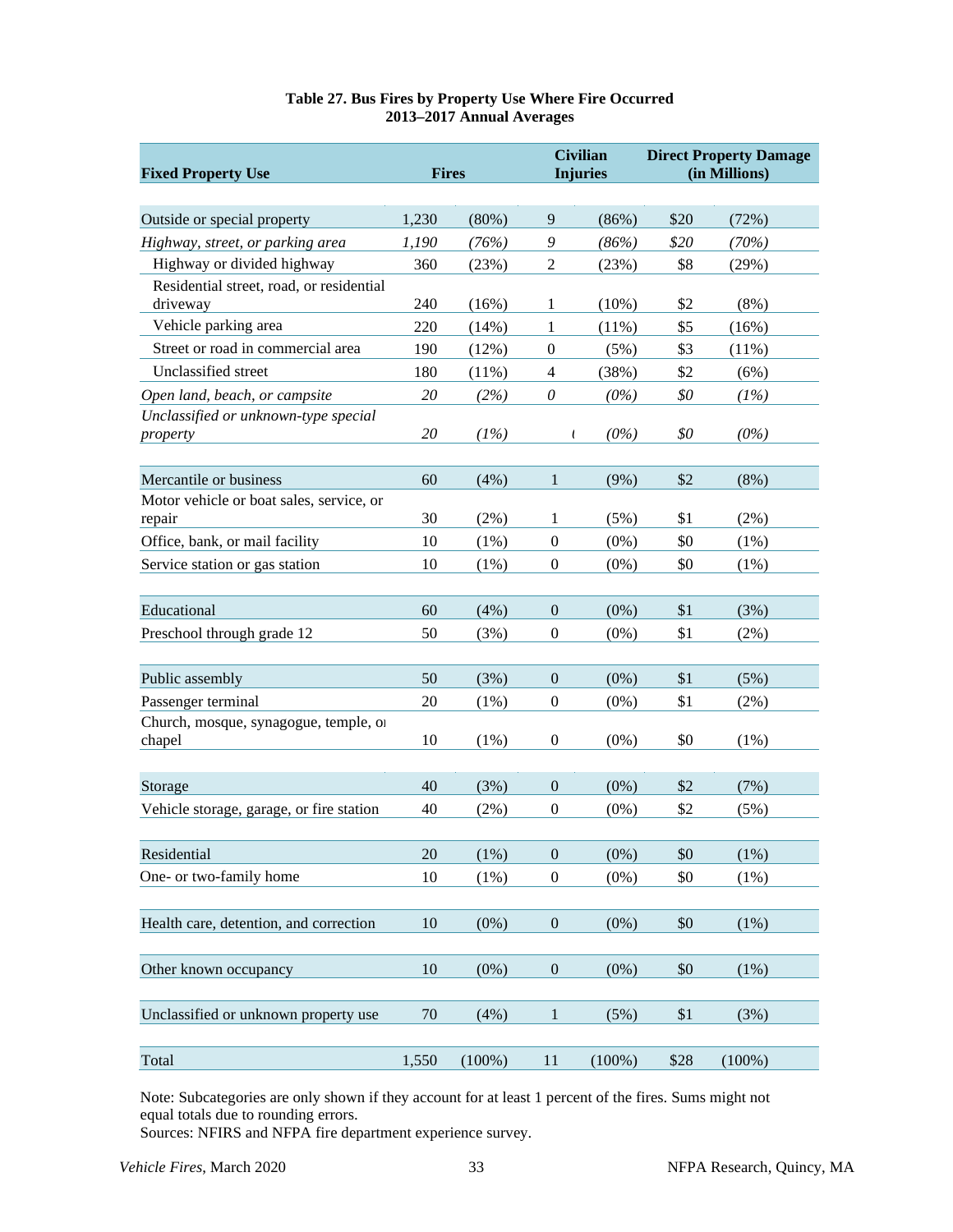**Table 27. Bus Fires by Property Use Where Fire Occurred**
**2013–2017 Annual Averages**

| Fixed Property Use | Fires | | Civilian Injuries | | Direct Property Damage (in Millions) | |
|---|---|---|---|---|---|---|
| Outside or special property | 1,230 | (80%) | 9 | (86%) | $20 | (72%) |
| *Highway, street, or parking area* | *1,190* | *(76%)* | *9* | *(86%)* | *$20* | *(70%)* |
| Highway or divided highway | 360 | (23%) | 2 | (23%) | $8 | (29%) |
| Residential street, road, or residential driveway | 240 | (16%) | 1 | (10%) | $2 | (8%) |
| Vehicle parking area | 220 | (14%) | 1 | (11%) | $5 | (16%) |
| Street or road in commercial area | 190 | (12%) | 0 | (5%) | $3 | (11%) |
| Unclassified street | 180 | (11%) | 4 | (38%) | $2 | (6%) |
| *Open land, beach, or campsite* | *20* | *(2%)* | *0* | *(0%)* | *$0* | *(1%)* |
| *Unclassified or unknown-type special property* | *20* | *(1%)* | *(* | *(0%)* | *$0* | *(0%)* |
| Mercantile or business | 60 | (4%) | 1 | (9%) | $2 | (8%) |
| Motor vehicle or boat sales, service, or repair | 30 | (2%) | 1 | (5%) | $1 | (2%) |
| Office, bank, or mail facility | 10 | (1%) | 0 | (0%) | $0 | (1%) |
| Service station or gas station | 10 | (1%) | 0 | (0%) | $0 | (1%) |
| Educational | 60 | (4%) | 0 | (0%) | $1 | (3%) |
| Preschool through grade 12 | 50 | (3%) | 0 | (0%) | $1 | (2%) |
| Public assembly | 50 | (3%) | 0 | (0%) | $1 | (5%) |
| Passenger terminal | 20 | (1%) | 0 | (0%) | $1 | (2%) |
| Church, mosque, synagogue, temple, or chapel | 10 | (1%) | 0 | (0%) | $0 | (1%) |
| Storage | 40 | (3%) | 0 | (0%) | $2 | (7%) |
| Vehicle storage, garage, or fire station | 40 | (2%) | 0 | (0%) | $2 | (5%) |
| Residential | 20 | (1%) | 0 | (0%) | $0 | (1%) |
| One- or two-family home | 10 | (1%) | 0 | (0%) | $0 | (1%) |
| Health care, detention, and correction | 10 | (0%) | 0 | (0%) | $0 | (1%) |
| Other known occupancy | 10 | (0%) | 0 | (0%) | $0 | (1%) |
| Unclassified or unknown property use | 70 | (4%) | 1 | (5%) | $1 | (3%) |
| Total | 1,550 | (100%) | 11 | (100%) | $28 | (100%) |

Note: Subcategories are only shown if they account for at least 1 percent of the fires. Sums might not equal totals due to rounding errors.
Sources: NFIRS and NFPA fire department experience survey.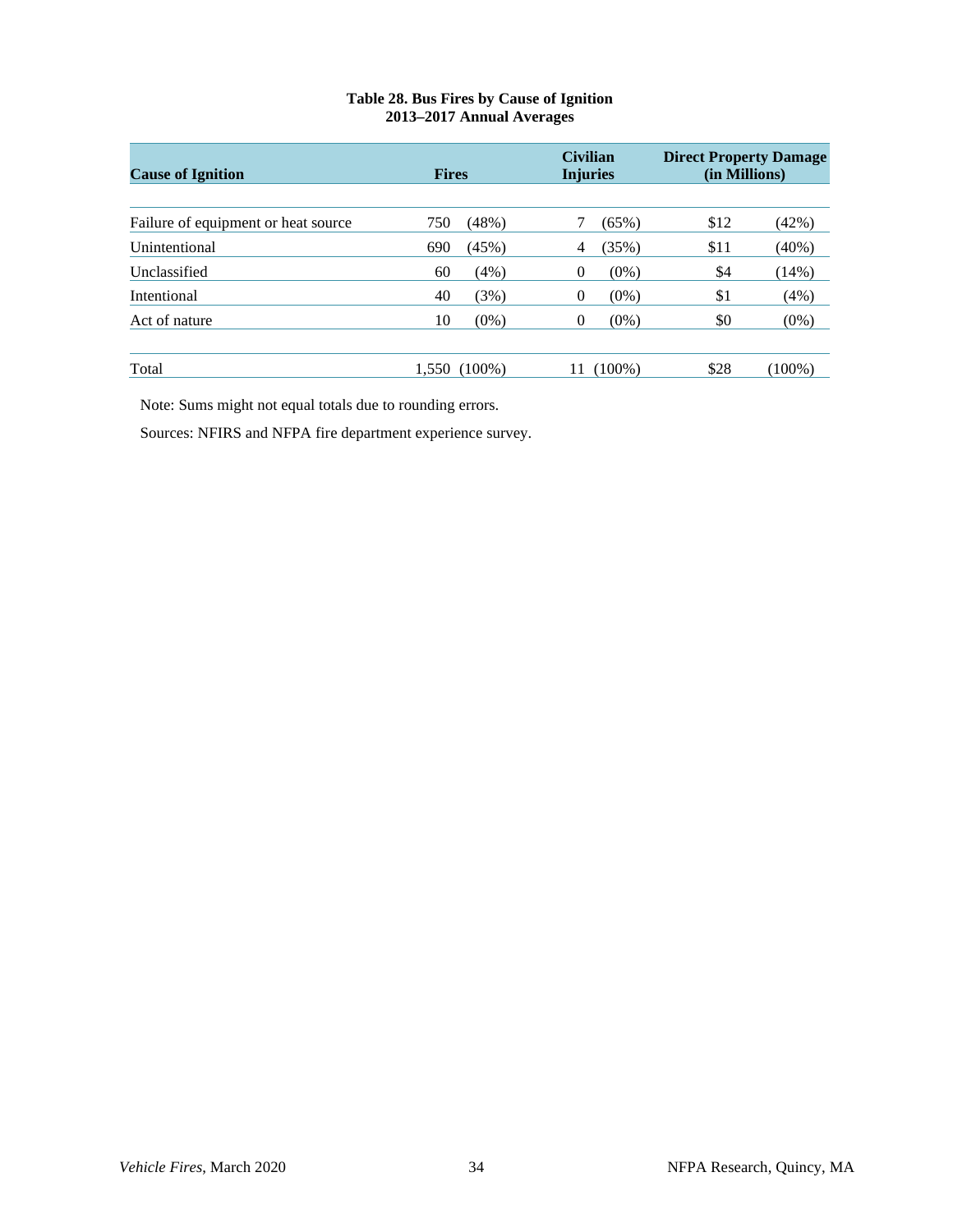**Table 28. Bus Fires by Cause of Ignition**
**2013–2017 Annual Averages**

| Cause of Ignition | Fires | | Civilian Injuries | | Direct Property Damage (in Millions) | |
|---|---|---|---|---|---|---|
| Failure of equipment or heat source | 750 | (48%) | 7 | (65%) | $12 | (42%) |
| Unintentional | 690 | (45%) | 4 | (35%) | $11 | (40%) |
| Unclassified | 60 | (4%) | 0 | (0%) | $4 | (14%) |
| Intentional | 40 | (3%) | 0 | (0%) | $1 | (4%) |
| Act of nature | 10 | (0%) | 0 | (0%) | $0 | (0%) |
| Total | 1,550 | (100%) | 11 | (100%) | $28 | (100%) |

Note: Sums might not equal totals due to rounding errors.

Sources: NFIRS and NFPA fire department experience survey.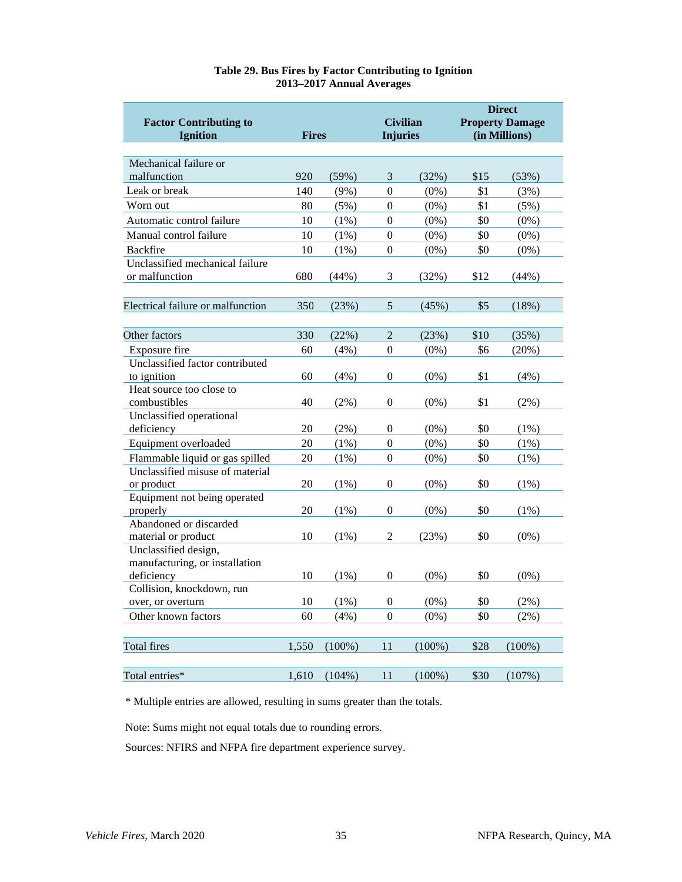**Table 29. Bus Fires by Factor Contributing to Ignition**
**2013–2017 Annual Averages**

| Factor Contributing to Ignition | Fires | | Civilian Injuries | | Direct Property Damage (in Millions) | |
|---|---|---|---|---|---|---|
| Mechanical failure or malfunction | 920 | (59%) | 3 | (32%) | $15 | (53%) |
| Leak or break | 140 | (9%) | 0 | (0%) | $1 | (3%) |
| Worn out | 80 | (5%) | 0 | (0%) | $1 | (5%) |
| Automatic control failure | 10 | (1%) | 0 | (0%) | $0 | (0%) |
| Manual control failure | 10 | (1%) | 0 | (0%) | $0 | (0%) |
| Backfire | 10 | (1%) | 0 | (0%) | $0 | (0%) |
| Unclassified mechanical failure or malfunction | 680 | (44%) | 3 | (32%) | $12 | (44%) |
| Electrical failure or malfunction | 350 | (23%) | 5 | (45%) | $5 | (18%) |
| Other factors | 330 | (22%) | 2 | (23%) | $10 | (35%) |
| Exposure fire | 60 | (4%) | 0 | (0%) | $6 | (20%) |
| Unclassified factor contributed to ignition | 60 | (4%) | 0 | (0%) | $1 | (4%) |
| Heat source too close to combustibles | 40 | (2%) | 0 | (0%) | $1 | (2%) |
| Unclassified operational deficiency | 20 | (2%) | 0 | (0%) | $0 | (1%) |
| Equipment overloaded | 20 | (1%) | 0 | (0%) | $0 | (1%) |
| Flammable liquid or gas spilled | 20 | (1%) | 0 | (0%) | $0 | (1%) |
| Unclassified misuse of material or product | 20 | (1%) | 0 | (0%) | $0 | (1%) |
| Equipment not being operated properly | 20 | (1%) | 0 | (0%) | $0 | (1%) |
| Abandoned or discarded material or product | 10 | (1%) | 2 | (23%) | $0 | (0%) |
| Unclassified design, manufacturing, or installation deficiency | 10 | (1%) | 0 | (0%) | $0 | (0%) |
| Collision, knockdown, run over, or overturn | 10 | (1%) | 0 | (0%) | $0 | (2%) |
| Other known factors | 60 | (4%) | 0 | (0%) | $0 | (2%) |
| Total fires | 1,550 | (100%) | 11 | (100%) | $28 | (100%) |
| Total entries* | 1,610 | (104%) | 11 | (100%) | $30 | (107%) |

* Multiple entries are allowed, resulting in sums greater than the totals.

Note: Sums might not equal totals due to rounding errors.

Sources: NFIRS and NFPA fire department experience survey.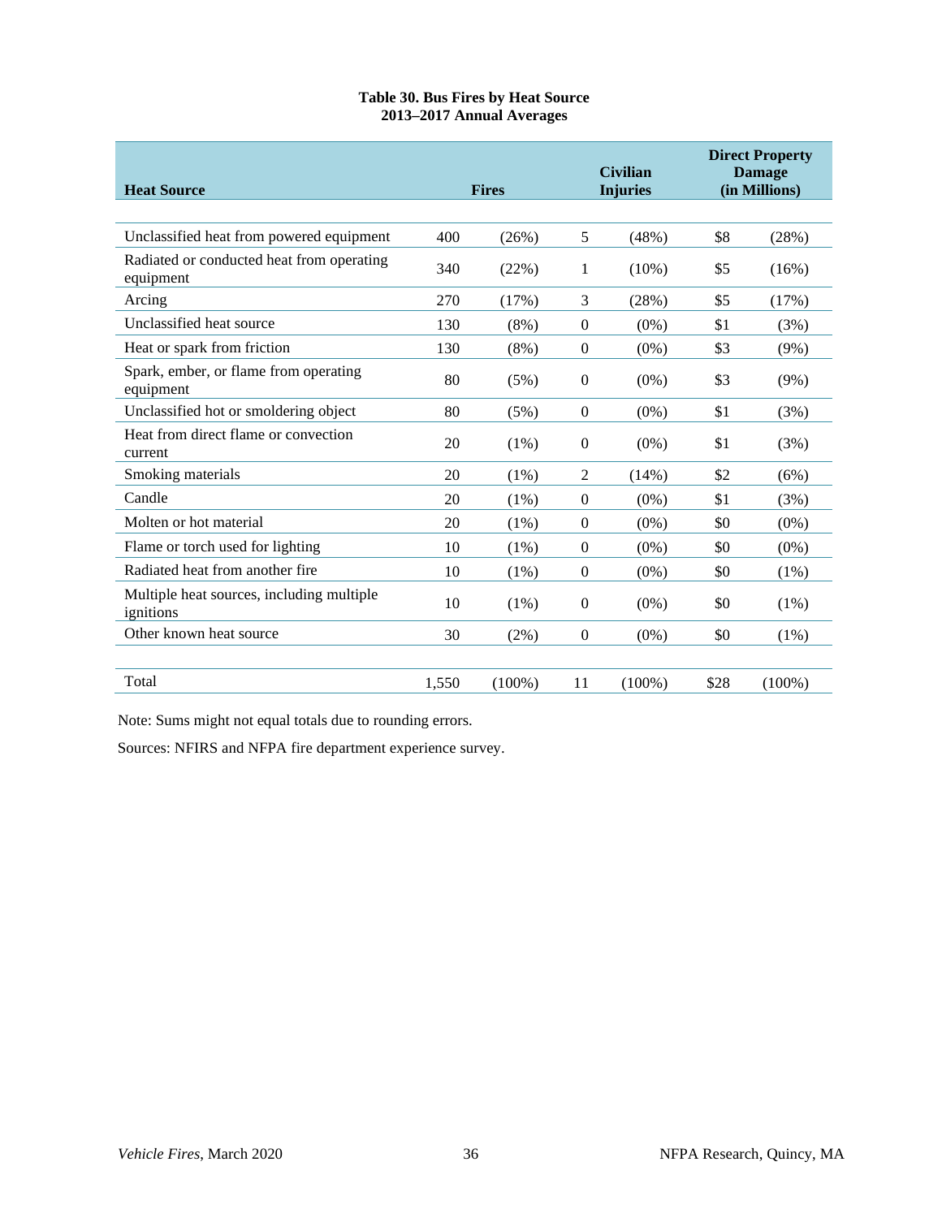**Table 30. Bus Fires by Heat Source**
**2013–2017 Annual Averages**

| Heat Source | Fires | | Civilian Injuries | | Direct Property Damage (in Millions) | |
|---|---|---|---|---|---|---|
| Unclassified heat from powered equipment | 400 | (26%) | 5 | (48%) | $8 | (28%) |
| Radiated or conducted heat from operating equipment | 340 | (22%) | 1 | (10%) | $5 | (16%) |
| Arcing | 270 | (17%) | 3 | (28%) | $5 | (17%) |
| Unclassified heat source | 130 | (8%) | 0 | (0%) | $1 | (3%) |
| Heat or spark from friction | 130 | (8%) | 0 | (0%) | $3 | (9%) |
| Spark, ember, or flame from operating equipment | 80 | (5%) | 0 | (0%) | $3 | (9%) |
| Unclassified hot or smoldering object | 80 | (5%) | 0 | (0%) | $1 | (3%) |
| Heat from direct flame or convection current | 20 | (1%) | 0 | (0%) | $1 | (3%) |
| Smoking materials | 20 | (1%) | 2 | (14%) | $2 | (6%) |
| Candle | 20 | (1%) | 0 | (0%) | $1 | (3%) |
| Molten or hot material | 20 | (1%) | 0 | (0%) | $0 | (0%) |
| Flame or torch used for lighting | 10 | (1%) | 0 | (0%) | $0 | (0%) |
| Radiated heat from another fire | 10 | (1%) | 0 | (0%) | $0 | (1%) |
| Multiple heat sources, including multiple ignitions | 10 | (1%) | 0 | (0%) | $0 | (1%) |
| Other known heat source | 30 | (2%) | 0 | (0%) | $0 | (1%) |
| Total | 1,550 | (100%) | 11 | (100%) | $28 | (100%) |

Note: Sums might not equal totals due to rounding errors.

Sources: NFIRS and NFPA fire department experience survey.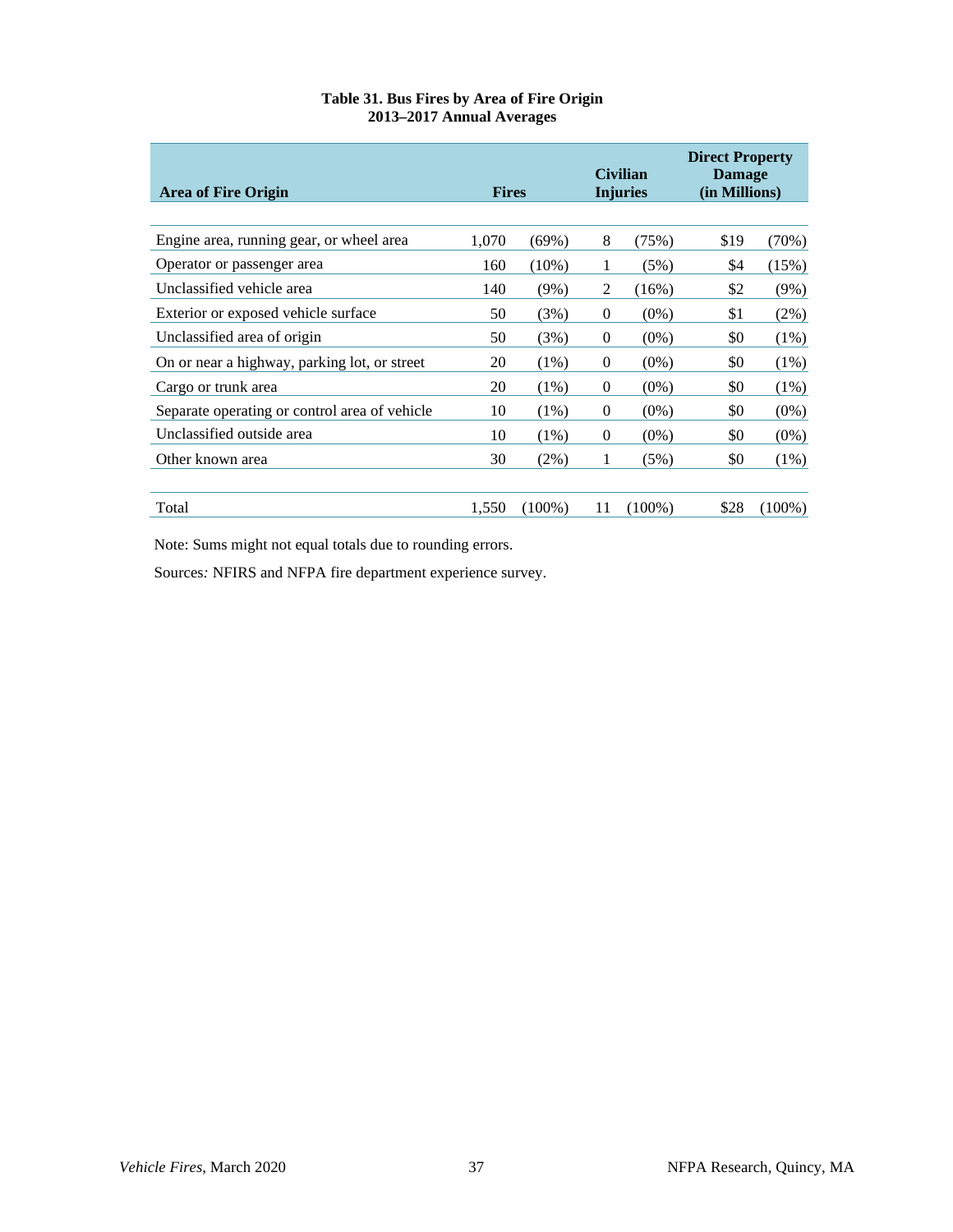**Table 31. Bus Fires by Area of Fire Origin**
**2013–2017 Annual Averages**

| Area of Fire Origin | Fires | | Civilian Injuries | | Direct Property Damage (in Millions) | |
|---|---|---|---|---|---|---|
| Engine area, running gear, or wheel area | 1,070 | (69%) | 8 | (75%) | $19 | (70%) |
| Operator or passenger area | 160 | (10%) | 1 | (5%) | $4 | (15%) |
| Unclassified vehicle area | 140 | (9%) | 2 | (16%) | $2 | (9%) |
| Exterior or exposed vehicle surface | 50 | (3%) | 0 | (0%) | $1 | (2%) |
| Unclassified area of origin | 50 | (3%) | 0 | (0%) | $0 | (1%) |
| On or near a highway, parking lot, or street | 20 | (1%) | 0 | (0%) | $0 | (1%) |
| Cargo or trunk area | 20 | (1%) | 0 | (0%) | $0 | (1%) |
| Separate operating or control area of vehicle | 10 | (1%) | 0 | (0%) | $0 | (0%) |
| Unclassified outside area | 10 | (1%) | 0 | (0%) | $0 | (0%) |
| Other known area | 30 | (2%) | 1 | (5%) | $0 | (1%) |
| Total | 1,550 | (100%) | 11 | (100%) | $28 | (100%) |

Note: Sums might not equal totals due to rounding errors.

Sources*:* NFIRS and NFPA fire department experience survey.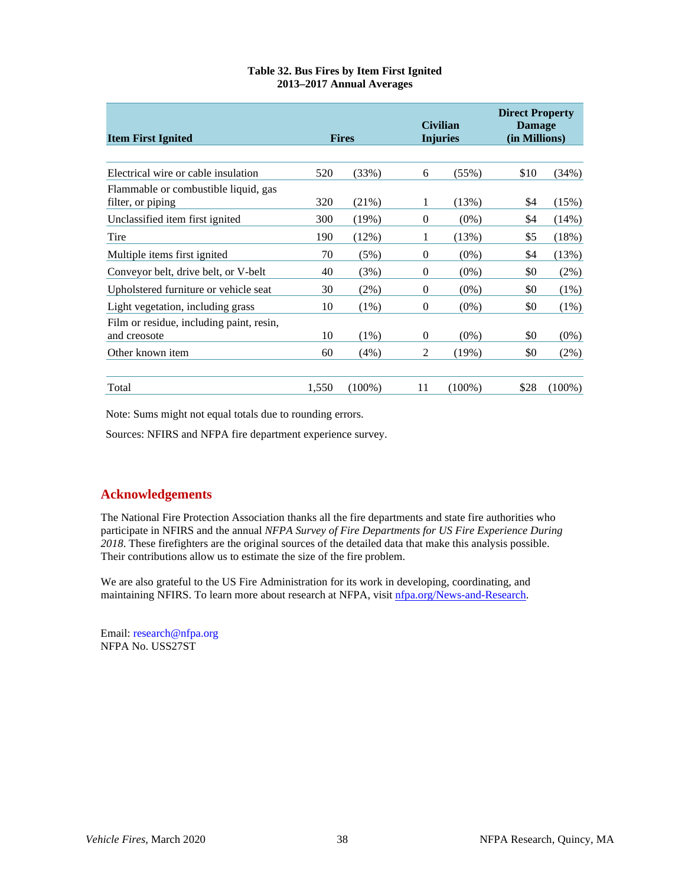**Table 32. Bus Fires by Item First Ignited**
**2013–2017 Annual Averages**

| Item First Ignited | Fires | | Civilian Injuries | | Direct Property Damage (in Millions) | |
|---|---|---|---|---|---|---|
| Electrical wire or cable insulation | 520 | (33%) | 6 | (55%) | $10 | (34%) |
| Flammable or combustible liquid, gas filter, or piping | 320 | (21%) | 1 | (13%) | $4 | (15%) |
| Unclassified item first ignited | 300 | (19%) | 0 | (0%) | $4 | (14%) |
| Tire | 190 | (12%) | 1 | (13%) | $5 | (18%) |
| Multiple items first ignited | 70 | (5%) | 0 | (0%) | $4 | (13%) |
| Conveyor belt, drive belt, or V-belt | 40 | (3%) | 0 | (0%) | $0 | (2%) |
| Upholstered furniture or vehicle seat | 30 | (2%) | 0 | (0%) | $0 | (1%) |
| Light vegetation, including grass | 10 | (1%) | 0 | (0%) | $0 | (1%) |
| Film or residue, including paint, resin, and creosote | 10 | (1%) | 0 | (0%) | $0 | (0%) |
| Other known item | 60 | (4%) | 2 | (19%) | $0 | (2%) |
| Total | 1,550 | (100%) | 11 | (100%) | $28 | (100%) |

Note: Sums might not equal totals due to rounding errors.

Sources: NFIRS and NFPA fire department experience survey.

## Acknowledgements

The National Fire Protection Association thanks all the fire departments and state fire authorities who participate in NFIRS and the annual *NFPA Survey of Fire Departments for US Fire Experience During 2018*. These firefighters are the original sources of the detailed data that make this analysis possible. Their contributions allow us to estimate the size of the fire problem.

We are also grateful to the US Fire Administration for its work in developing, coordinating, and maintaining NFIRS. To learn more about research at NFPA, visit nfpa.org/News-and-Research.

Email: research@nfpa.org
NFPA No. USS27ST